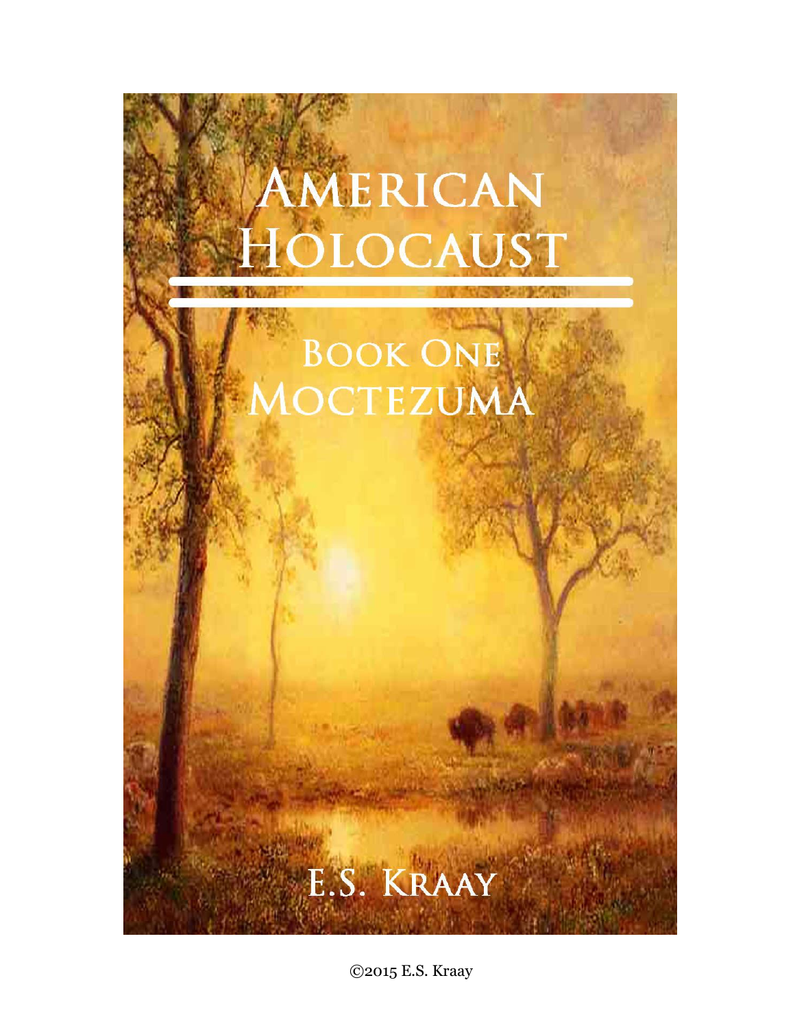# American Holocaust

## Book One
## Moctezuma

E.S. Kraay

©2015 E.S. Kraay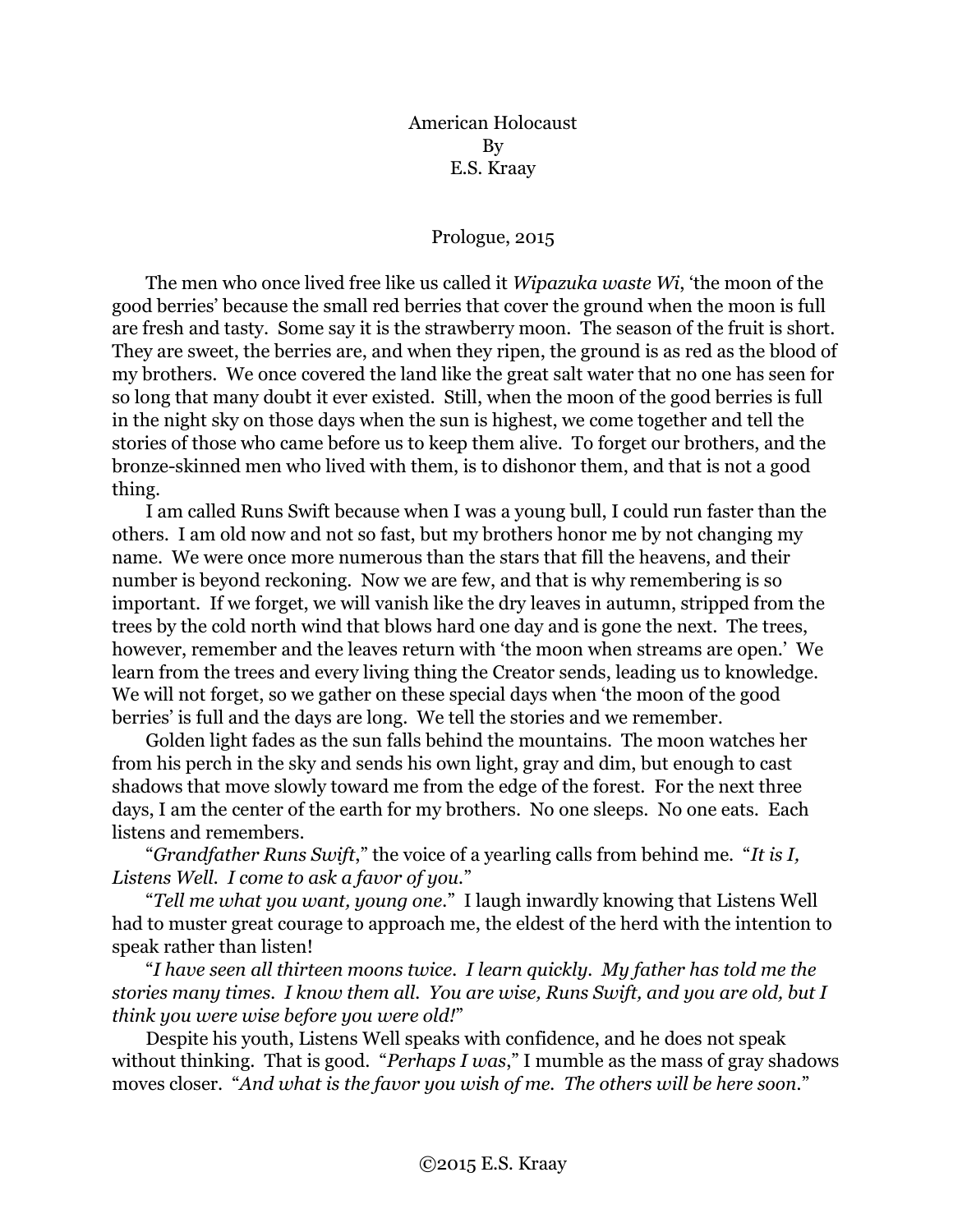# American Holocaust

By

E.S. Kraay

## Prologue, 2015

The men who once lived free like us called it *Wipazuka waste Wi*, 'the moon of the good berries' because the small red berries that cover the ground when the moon is full are fresh and tasty. Some say it is the strawberry moon. The season of the fruit is short. They are sweet, the berries are, and when they ripen, the ground is as red as the blood of my brothers. We once covered the land like the great salt water that no one has seen for so long that many doubt it ever existed. Still, when the moon of the good berries is full in the night sky on those days when the sun is highest, we come together and tell the stories of those who came before us to keep them alive. To forget our brothers, and the bronze-skinned men who lived with them, is to dishonor them, and that is not a good thing.

I am called Runs Swift because when I was a young bull, I could run faster than the others. I am old now and not so fast, but my brothers honor me by not changing my name. We were once more numerous than the stars that fill the heavens, and their number is beyond reckoning. Now we are few, and that is why remembering is so important. If we forget, we will vanish like the dry leaves in autumn, stripped from the trees by the cold north wind that blows hard one day and is gone the next. The trees, however, remember and the leaves return with 'the moon when streams are open.' We learn from the trees and every living thing the Creator sends, leading us to knowledge. We will not forget, so we gather on these special days when 'the moon of the good berries' is full and the days are long. We tell the stories and we remember.

Golden light fades as the sun falls behind the mountains. The moon watches her from his perch in the sky and sends his own light, gray and dim, but enough to cast shadows that move slowly toward me from the edge of the forest. For the next three days, I am the center of the earth for my brothers. No one sleeps. No one eats. Each listens and remembers.

"*Grandfather Runs Swift*," the voice of a yearling calls from behind me. "*It is I, Listens Well. I come to ask a favor of you.*"

"*Tell me what you want, young one.*" I laugh inwardly knowing that Listens Well had to muster great courage to approach me, the eldest of the herd with the intention to speak rather than listen!

"*I have seen all thirteen moons twice. I learn quickly. My father has told me the stories many times. I know them all. You are wise, Runs Swift, and you are old, but I think you were wise before you were old!*"

Despite his youth, Listens Well speaks with confidence, and he does not speak without thinking. That is good. "*Perhaps I was*," I mumble as the mass of gray shadows moves closer. "*And what is the favor you wish of me. The others will be here soon.*"

©2015 E.S. Kraay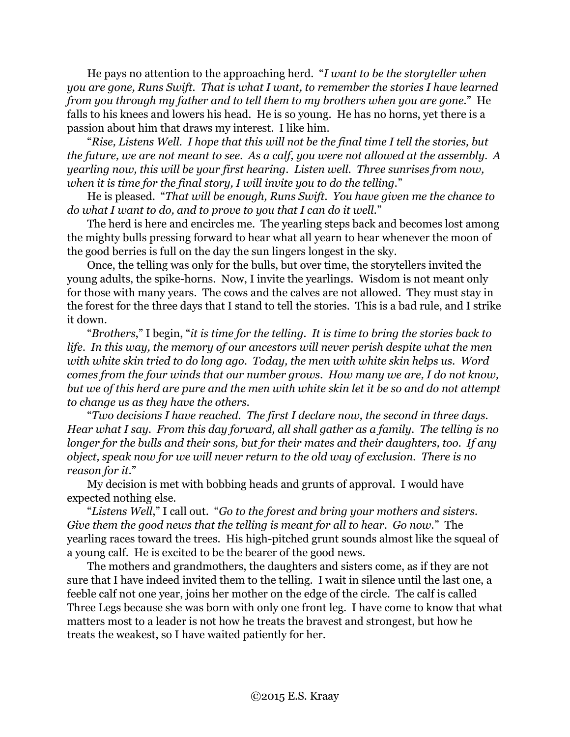He pays no attention to the approaching herd. "*I want to be the storyteller when you are gone, Runs Swift. That is what I want, to remember the stories I have learned from you through my father and to tell them to my brothers when you are gone.*" He falls to his knees and lowers his head. He is so young. He has no horns, yet there is a passion about him that draws my interest. I like him.

"*Rise, Listens Well. I hope that this will not be the final time I tell the stories, but the future, we are not meant to see. As a calf, you were not allowed at the assembly. A yearling now, this will be your first hearing. Listen well. Three sunrises from now, when it is time for the final story, I will invite you to do the telling.*"

He is pleased. "*That will be enough, Runs Swift. You have given me the chance to do what I want to do, and to prove to you that I can do it well.*"

The herd is here and encircles me. The yearling steps back and becomes lost among the mighty bulls pressing forward to hear what all yearn to hear whenever the moon of the good berries is full on the day the sun lingers longest in the sky.

Once, the telling was only for the bulls, but over time, the storytellers invited the young adults, the spike-horns. Now, I invite the yearlings. Wisdom is not meant only for those with many years. The cows and the calves are not allowed. They must stay in the forest for the three days that I stand to tell the stories. This is a bad rule, and I strike it down.

"*Brothers*," I begin, "*it is time for the telling. It is time to bring the stories back to life. In this way, the memory of our ancestors will never perish despite what the men with white skin tried to do long ago. Today, the men with white skin helps us. Word comes from the four winds that our number grows. How many we are, I do not know, but we of this herd are pure and the men with white skin let it be so and do not attempt to change us as they have the others.*

"*Two decisions I have reached. The first I declare now, the second in three days. Hear what I say. From this day forward, all shall gather as a family. The telling is no longer for the bulls and their sons, but for their mates and their daughters, too. If any object, speak now for we will never return to the old way of exclusion. There is no reason for it.*"

My decision is met with bobbing heads and grunts of approval. I would have expected nothing else.

"*Listens Well*," I call out. "*Go to the forest and bring your mothers and sisters. Give them the good news that the telling is meant for all to hear. Go now.*" The yearling races toward the trees. His high-pitched grunt sounds almost like the squeal of a young calf. He is excited to be the bearer of the good news.

The mothers and grandmothers, the daughters and sisters come, as if they are not sure that I have indeed invited them to the telling. I wait in silence until the last one, a feeble calf not one year, joins her mother on the edge of the circle. The calf is called Three Legs because she was born with only one front leg. I have come to know that what matters most to a leader is not how he treats the bravest and strongest, but how he treats the weakest, so I have waited patiently for her.

©2015 E.S. Kraay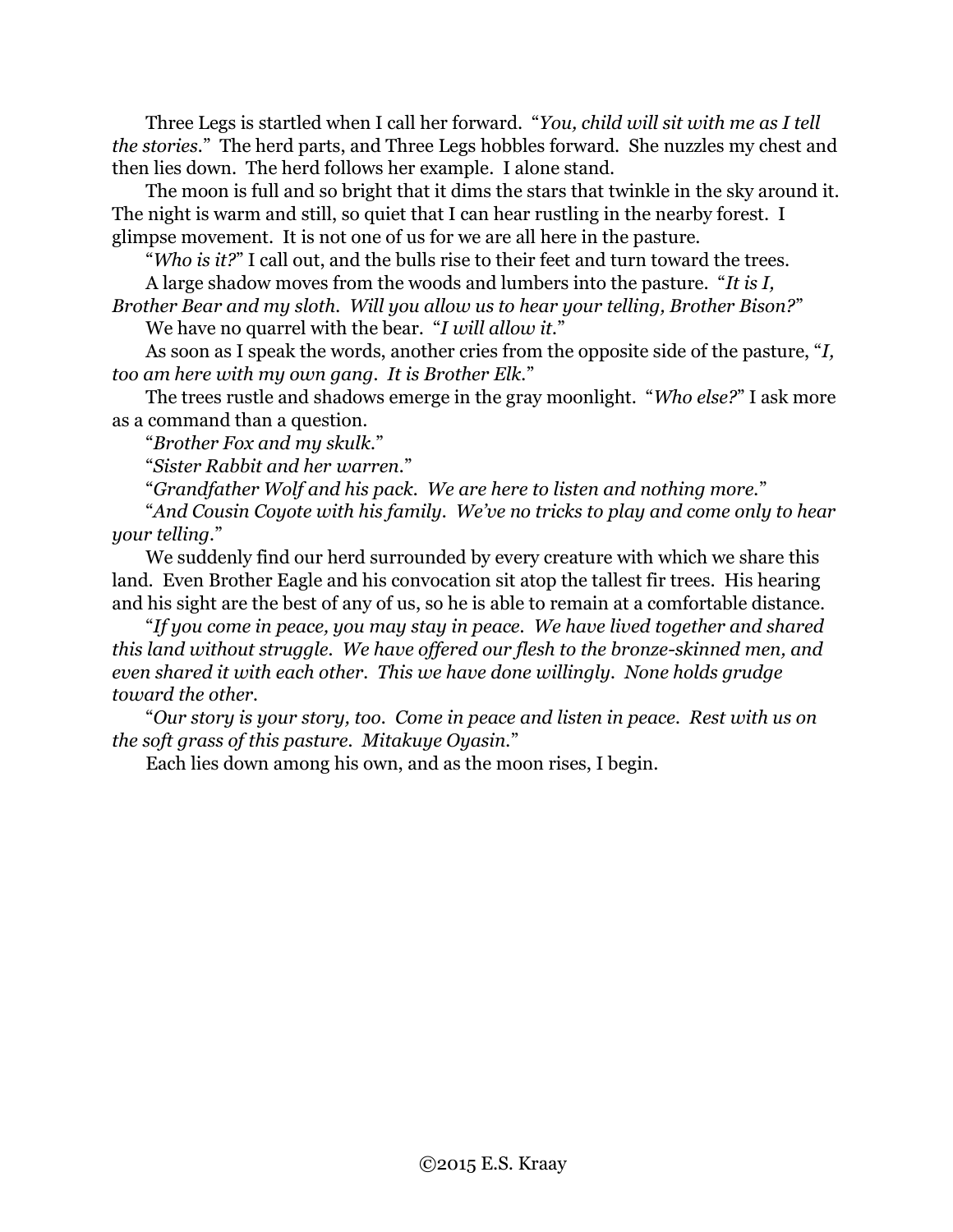Three Legs is startled when I call her forward. "*You, child will sit with me as I tell the stories.*" The herd parts, and Three Legs hobbles forward. She nuzzles my chest and then lies down. The herd follows her example. I alone stand.

The moon is full and so bright that it dims the stars that twinkle in the sky around it. The night is warm and still, so quiet that I can hear rustling in the nearby forest. I glimpse movement. It is not one of us for we are all here in the pasture.

"*Who is it?*" I call out, and the bulls rise to their feet and turn toward the trees.

A large shadow moves from the woods and lumbers into the pasture. "*It is I, Brother Bear and my sloth. Will you allow us to hear your telling, Brother Bison?*"

We have no quarrel with the bear. "*I will allow it.*"

As soon as I speak the words, another cries from the opposite side of the pasture, "*I, too am here with my own gang. It is Brother Elk.*"

The trees rustle and shadows emerge in the gray moonlight. "*Who else?*" I ask more as a command than a question.

"*Brother Fox and my skulk.*"

"*Sister Rabbit and her warren.*"

"*Grandfather Wolf and his pack. We are here to listen and nothing more.*"

"*And Cousin Coyote with his family. We've no tricks to play and come only to hear your telling.*"

We suddenly find our herd surrounded by every creature with which we share this land. Even Brother Eagle and his convocation sit atop the tallest fir trees. His hearing and his sight are the best of any of us, so he is able to remain at a comfortable distance.

"*If you come in peace, you may stay in peace. We have lived together and shared this land without struggle. We have offered our flesh to the bronze-skinned men, and even shared it with each other. This we have done willingly. None holds grudge toward the other.*

"*Our story is your story, too. Come in peace and listen in peace. Rest with us on the soft grass of this pasture. Mitakuye Oyasin.*"

Each lies down among his own, and as the moon rises, I begin.

©2015 E.S. Kraay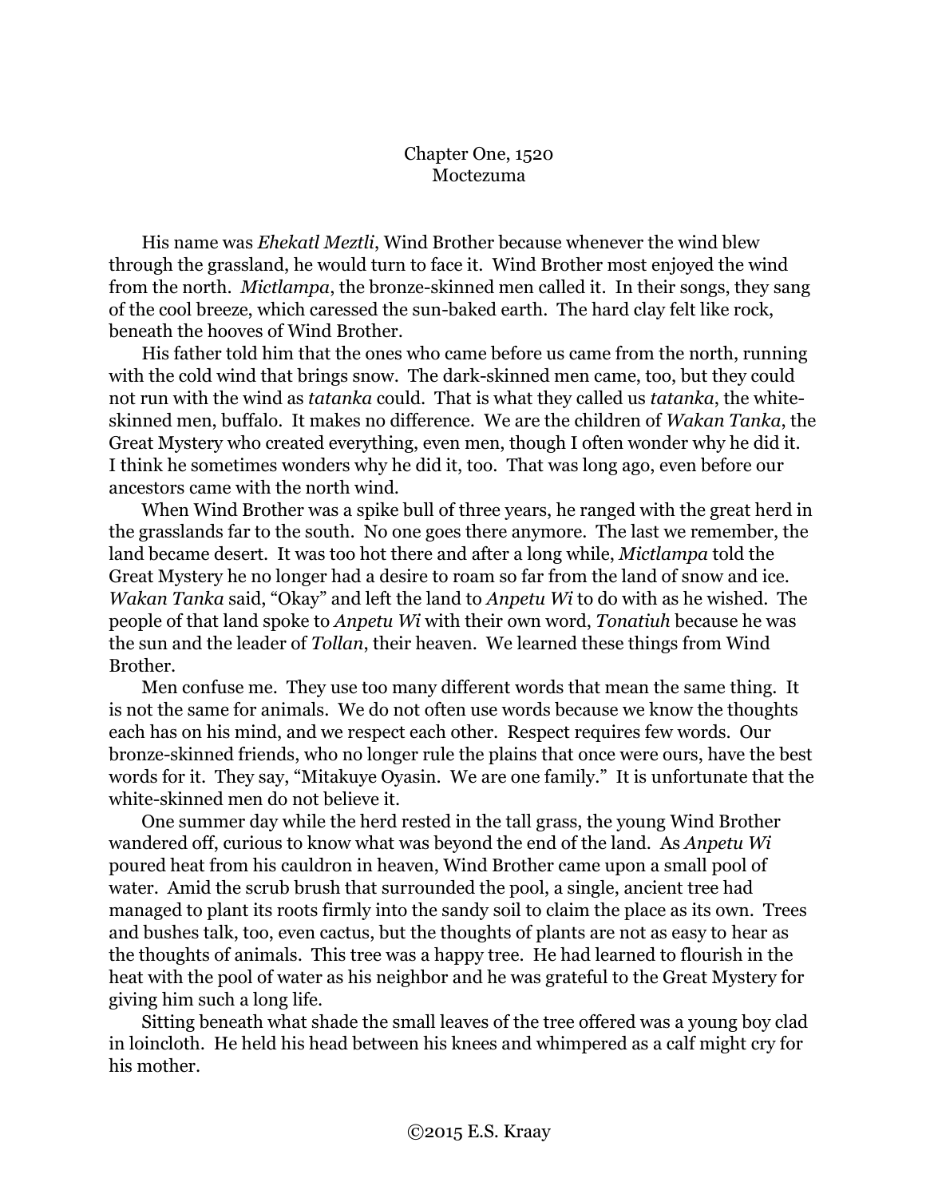## Chapter One, 1520
## Moctezuma

His name was *Ehekatl Meztli*, Wind Brother because whenever the wind blew through the grassland, he would turn to face it. Wind Brother most enjoyed the wind from the north. *Mictlampa*, the bronze-skinned men called it. In their songs, they sang of the cool breeze, which caressed the sun-baked earth. The hard clay felt like rock, beneath the hooves of Wind Brother.

His father told him that the ones who came before us came from the north, running with the cold wind that brings snow. The dark-skinned men came, too, but they could not run with the wind as *tatanka* could. That is what they called us *tatanka*, the white-skinned men, buffalo. It makes no difference. We are the children of *Wakan Tanka*, the Great Mystery who created everything, even men, though I often wonder why he did it. I think he sometimes wonders why he did it, too. That was long ago, even before our ancestors came with the north wind.

When Wind Brother was a spike bull of three years, he ranged with the great herd in the grasslands far to the south. No one goes there anymore. The last we remember, the land became desert. It was too hot there and after a long while, *Mictlampa* told the Great Mystery he no longer had a desire to roam so far from the land of snow and ice. *Wakan Tanka* said, "Okay" and left the land to *Anpetu Wi* to do with as he wished. The people of that land spoke to *Anpetu Wi* with their own word, *Tonatiuh* because he was the sun and the leader of *Tollan*, their heaven. We learned these things from Wind Brother.

Men confuse me. They use too many different words that mean the same thing. It is not the same for animals. We do not often use words because we know the thoughts each has on his mind, and we respect each other. Respect requires few words. Our bronze-skinned friends, who no longer rule the plains that once were ours, have the best words for it. They say, "Mitakuye Oyasin. We are one family." It is unfortunate that the white-skinned men do not believe it.

One summer day while the herd rested in the tall grass, the young Wind Brother wandered off, curious to know what was beyond the end of the land. As *Anpetu Wi* poured heat from his cauldron in heaven, Wind Brother came upon a small pool of water. Amid the scrub brush that surrounded the pool, a single, ancient tree had managed to plant its roots firmly into the sandy soil to claim the place as its own. Trees and bushes talk, too, even cactus, but the thoughts of plants are not as easy to hear as the thoughts of animals. This tree was a happy tree. He had learned to flourish in the heat with the pool of water as his neighbor and he was grateful to the Great Mystery for giving him such a long life.

Sitting beneath what shade the small leaves of the tree offered was a young boy clad in loincloth. He held his head between his knees and whimpered as a calf might cry for his mother.

©2015 E.S. Kraay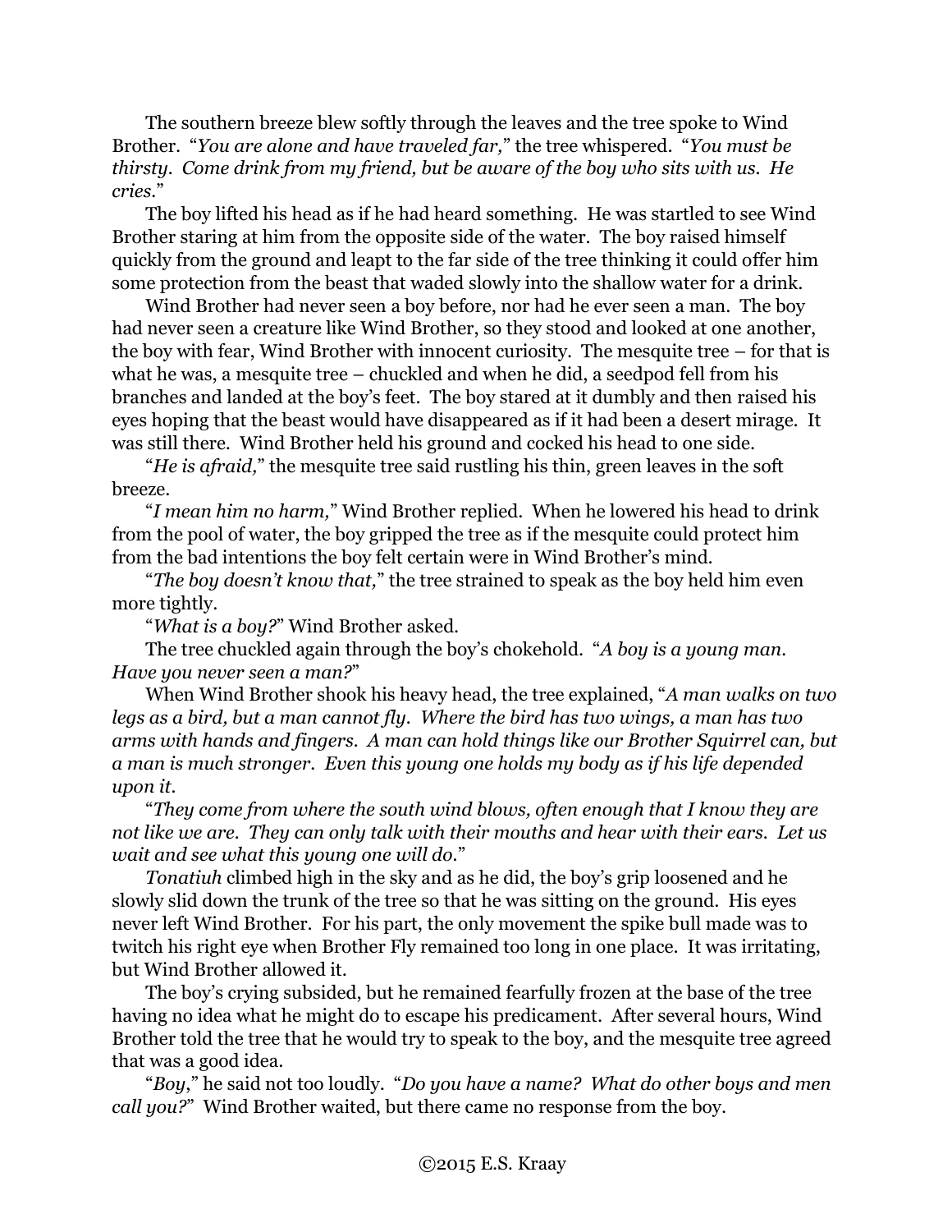The southern breeze blew softly through the leaves and the tree spoke to Wind Brother. "*You are alone and have traveled far,*" the tree whispered. "*You must be thirsty. Come drink from my friend, but be aware of the boy who sits with us. He cries.*"

The boy lifted his head as if he had heard something. He was startled to see Wind Brother staring at him from the opposite side of the water. The boy raised himself quickly from the ground and leapt to the far side of the tree thinking it could offer him some protection from the beast that waded slowly into the shallow water for a drink.

Wind Brother had never seen a boy before, nor had he ever seen a man. The boy had never seen a creature like Wind Brother, so they stood and looked at one another, the boy with fear, Wind Brother with innocent curiosity. The mesquite tree – for that is what he was, a mesquite tree – chuckled and when he did, a seedpod fell from his branches and landed at the boy's feet. The boy stared at it dumbly and then raised his eyes hoping that the beast would have disappeared as if it had been a desert mirage. It was still there. Wind Brother held his ground and cocked his head to one side.

"*He is afraid,*" the mesquite tree said rustling his thin, green leaves in the soft breeze.

"*I mean him no harm,*" Wind Brother replied. When he lowered his head to drink from the pool of water, the boy gripped the tree as if the mesquite could protect him from the bad intentions the boy felt certain were in Wind Brother's mind.

"*The boy doesn't know that,*" the tree strained to speak as the boy held him even more tightly.

"*What is a boy?*" Wind Brother asked.

The tree chuckled again through the boy's chokehold. "*A boy is a young man. Have you never seen a man?*"

When Wind Brother shook his heavy head, the tree explained, "*A man walks on two legs as a bird, but a man cannot fly. Where the bird has two wings, a man has two arms with hands and fingers. A man can hold things like our Brother Squirrel can, but a man is much stronger. Even this young one holds my body as if his life depended upon it.*

"*They come from where the south wind blows, often enough that I know they are not like we are. They can only talk with their mouths and hear with their ears. Let us wait and see what this young one will do.*"

*Tonatiuh* climbed high in the sky and as he did, the boy's grip loosened and he slowly slid down the trunk of the tree so that he was sitting on the ground. His eyes never left Wind Brother. For his part, the only movement the spike bull made was to twitch his right eye when Brother Fly remained too long in one place. It was irritating, but Wind Brother allowed it.

The boy's crying subsided, but he remained fearfully frozen at the base of the tree having no idea what he might do to escape his predicament. After several hours, Wind Brother told the tree that he would try to speak to the boy, and the mesquite tree agreed that was a good idea.

"*Boy*," he said not too loudly. "*Do you have a name? What do other boys and men call you?*" Wind Brother waited, but there came no response from the boy.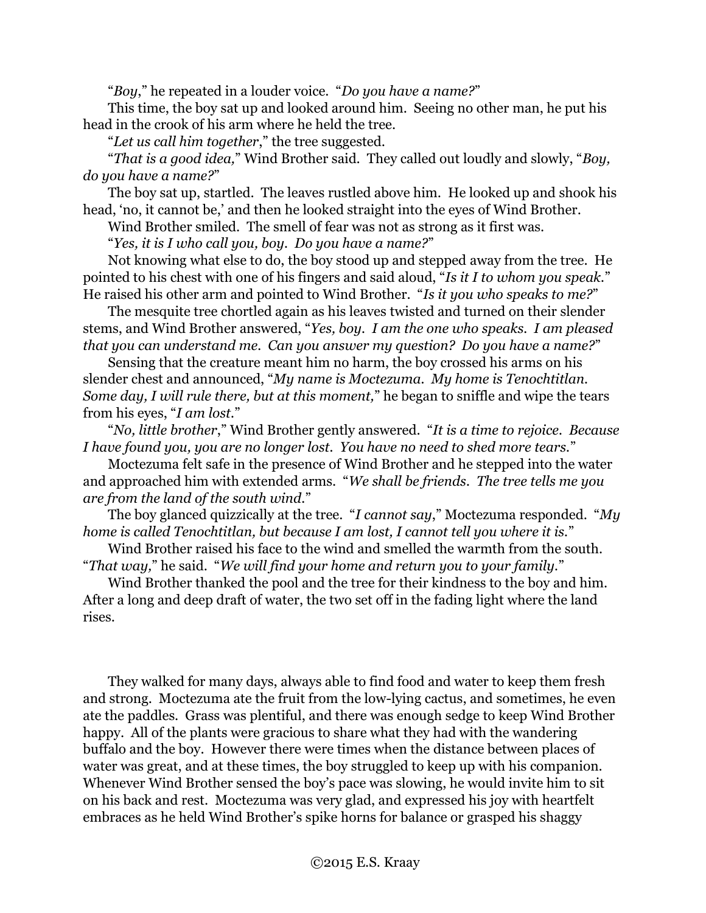"*Boy*," he repeated in a louder voice. "*Do you have a name?*"

This time, the boy sat up and looked around him. Seeing no other man, he put his head in the crook of his arm where he held the tree.

"*Let us call him together*," the tree suggested.

"*That is a good idea,*" Wind Brother said. They called out loudly and slowly, "*Boy, do you have a name?*"

The boy sat up, startled. The leaves rustled above him. He looked up and shook his head, 'no, it cannot be,' and then he looked straight into the eyes of Wind Brother.

Wind Brother smiled. The smell of fear was not as strong as it first was.

"*Yes, it is I who call you, boy. Do you have a name?*"

Not knowing what else to do, the boy stood up and stepped away from the tree. He pointed to his chest with one of his fingers and said aloud, "*Is it I to whom you speak.*" He raised his other arm and pointed to Wind Brother. "*Is it you who speaks to me?*"

The mesquite tree chortled again as his leaves twisted and turned on their slender stems, and Wind Brother answered, "*Yes, boy. I am the one who speaks. I am pleased that you can understand me. Can you answer my question? Do you have a name?*"

Sensing that the creature meant him no harm, the boy crossed his arms on his slender chest and announced, "*My name is Moctezuma. My home is Tenochtitlan. Some day, I will rule there, but at this moment,*" he began to sniffle and wipe the tears from his eyes, "*I am lost.*"

"*No, little brother*," Wind Brother gently answered. "*It is a time to rejoice. Because I have found you, you are no longer lost. You have no need to shed more tears.*"

Moctezuma felt safe in the presence of Wind Brother and he stepped into the water and approached him with extended arms. "*We shall be friends. The tree tells me you are from the land of the south wind.*"

The boy glanced quizzically at the tree. "*I cannot say,*" Moctezuma responded. "*My home is called Tenochtitlan, but because I am lost, I cannot tell you where it is.*"

Wind Brother raised his face to the wind and smelled the warmth from the south. "*That way,*" he said. "*We will find your home and return you to your family.*"

Wind Brother thanked the pool and the tree for their kindness to the boy and him. After a long and deep draft of water, the two set off in the fading light where the land rises.

They walked for many days, always able to find food and water to keep them fresh and strong. Moctezuma ate the fruit from the low-lying cactus, and sometimes, he even ate the paddles. Grass was plentiful, and there was enough sedge to keep Wind Brother happy. All of the plants were gracious to share what they had with the wandering buffalo and the boy. However there were times when the distance between places of water was great, and at these times, the boy struggled to keep up with his companion. Whenever Wind Brother sensed the boy's pace was slowing, he would invite him to sit on his back and rest. Moctezuma was very glad, and expressed his joy with heartfelt embraces as he held Wind Brother's spike horns for balance or grasped his shaggy

©2015 E.S. Kraay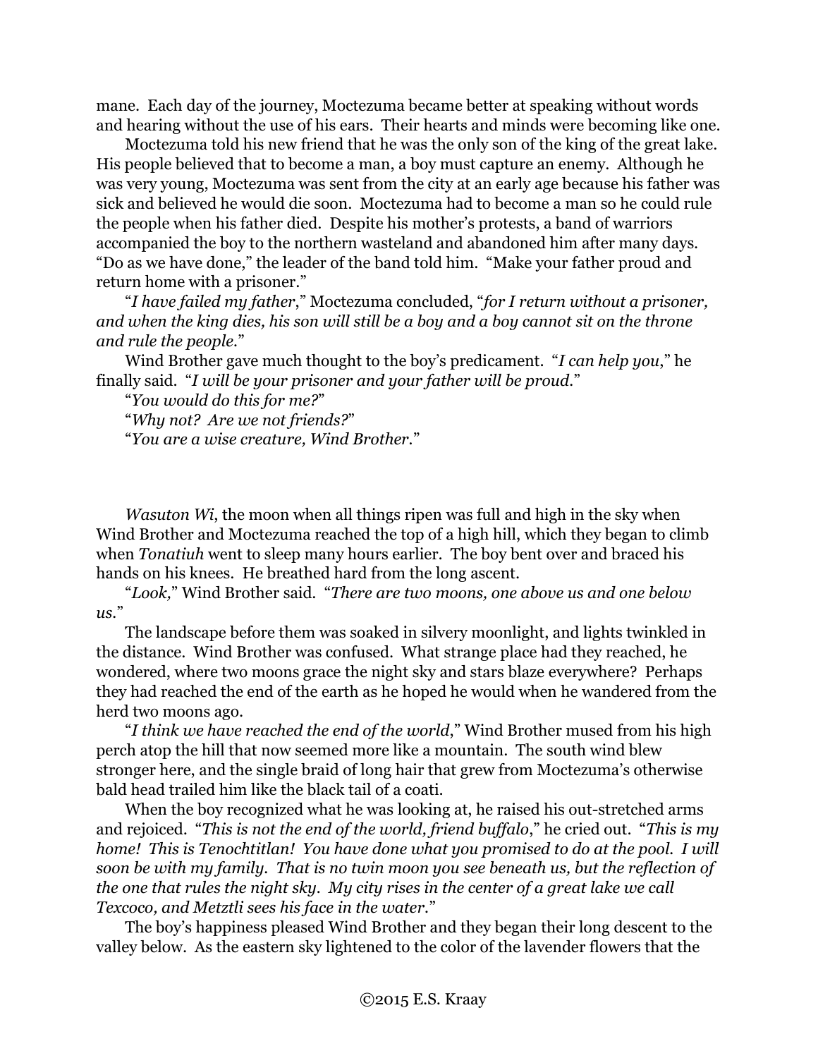mane. Each day of the journey, Moctezuma became better at speaking without words and hearing without the use of his ears. Their hearts and minds were becoming like one.

Moctezuma told his new friend that he was the only son of the king of the great lake. His people believed that to become a man, a boy must capture an enemy. Although he was very young, Moctezuma was sent from the city at an early age because his father was sick and believed he would die soon. Moctezuma had to become a man so he could rule the people when his father died. Despite his mother's protests, a band of warriors accompanied the boy to the northern wasteland and abandoned him after many days. "Do as we have done," the leader of the band told him. "Make your father proud and return home with a prisoner."

"*I have failed my father*," Moctezuma concluded, "*for I return without a prisoner, and when the king dies, his son will still be a boy and a boy cannot sit on the throne and rule the people.*"

Wind Brother gave much thought to the boy's predicament. "*I can help you*," he finally said. "*I will be your prisoner and your father will be proud.*"

"*You would do this for me?*"

"*Why not? Are we not friends?*"

"*You are a wise creature, Wind Brother.*"

*Wasuton Wi*, the moon when all things ripen was full and high in the sky when Wind Brother and Moctezuma reached the top of a high hill, which they began to climb when *Tonatiuh* went to sleep many hours earlier. The boy bent over and braced his hands on his knees. He breathed hard from the long ascent.

"*Look,*" Wind Brother said. "*There are two moons, one above us and one below us.*"

The landscape before them was soaked in silvery moonlight, and lights twinkled in the distance. Wind Brother was confused. What strange place had they reached, he wondered, where two moons grace the night sky and stars blaze everywhere? Perhaps they had reached the end of the earth as he hoped he would when he wandered from the herd two moons ago.

"*I think we have reached the end of the world*," Wind Brother mused from his high perch atop the hill that now seemed more like a mountain. The south wind blew stronger here, and the single braid of long hair that grew from Moctezuma's otherwise bald head trailed him like the black tail of a coati.

When the boy recognized what he was looking at, he raised his out-stretched arms and rejoiced. "*This is not the end of the world, friend buffalo*," he cried out. "*This is my home! This is Tenochtitlan! You have done what you promised to do at the pool. I will soon be with my family. That is no twin moon you see beneath us, but the reflection of the one that rules the night sky. My city rises in the center of a great lake we call Texcoco, and Metztli sees his face in the water.*"

The boy's happiness pleased Wind Brother and they began their long descent to the valley below. As the eastern sky lightened to the color of the lavender flowers that the

©2015 E.S. Kraay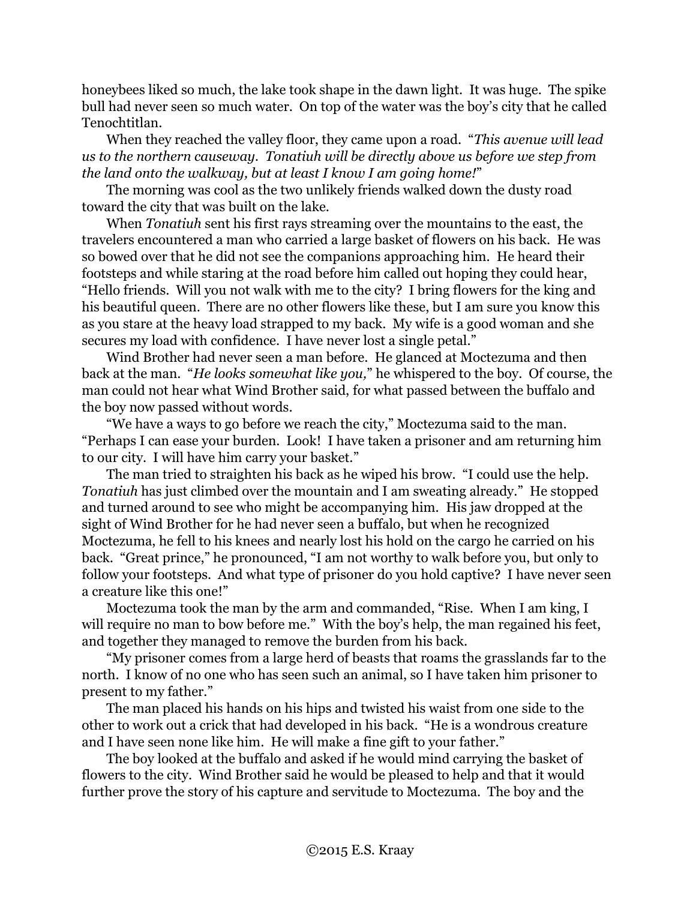honeybees liked so much, the lake took shape in the dawn light. It was huge. The spike bull had never seen so much water. On top of the water was the boy's city that he called Tenochtitlan.

When they reached the valley floor, they came upon a road. "*This avenue will lead us to the northern causeway. Tonatiuh will be directly above us before we step from the land onto the walkway, but at least I know I am going home!*"

The morning was cool as the two unlikely friends walked down the dusty road toward the city that was built on the lake.

When *Tonatiuh* sent his first rays streaming over the mountains to the east, the travelers encountered a man who carried a large basket of flowers on his back. He was so bowed over that he did not see the companions approaching him. He heard their footsteps and while staring at the road before him called out hoping they could hear, "Hello friends. Will you not walk with me to the city? I bring flowers for the king and his beautiful queen. There are no other flowers like these, but I am sure you know this as you stare at the heavy load strapped to my back. My wife is a good woman and she secures my load with confidence. I have never lost a single petal."

Wind Brother had never seen a man before. He glanced at Moctezuma and then back at the man. "*He looks somewhat like you,*" he whispered to the boy. Of course, the man could not hear what Wind Brother said, for what passed between the buffalo and the boy now passed without words.

"We have a ways to go before we reach the city," Moctezuma said to the man. "Perhaps I can ease your burden. Look! I have taken a prisoner and am returning him to our city. I will have him carry your basket."

The man tried to straighten his back as he wiped his brow. "I could use the help. *Tonatiuh* has just climbed over the mountain and I am sweating already." He stopped and turned around to see who might be accompanying him. His jaw dropped at the sight of Wind Brother for he had never seen a buffalo, but when he recognized Moctezuma, he fell to his knees and nearly lost his hold on the cargo he carried on his back. "Great prince," he pronounced, "I am not worthy to walk before you, but only to follow your footsteps. And what type of prisoner do you hold captive? I have never seen a creature like this one!"

Moctezuma took the man by the arm and commanded, "Rise. When I am king, I will require no man to bow before me." With the boy's help, the man regained his feet, and together they managed to remove the burden from his back.

"My prisoner comes from a large herd of beasts that roams the grasslands far to the north. I know of no one who has seen such an animal, so I have taken him prisoner to present to my father."

The man placed his hands on his hips and twisted his waist from one side to the other to work out a crick that had developed in his back. "He is a wondrous creature and I have seen none like him. He will make a fine gift to your father."

The boy looked at the buffalo and asked if he would mind carrying the basket of flowers to the city. Wind Brother said he would be pleased to help and that it would further prove the story of his capture and servitude to Moctezuma. The boy and the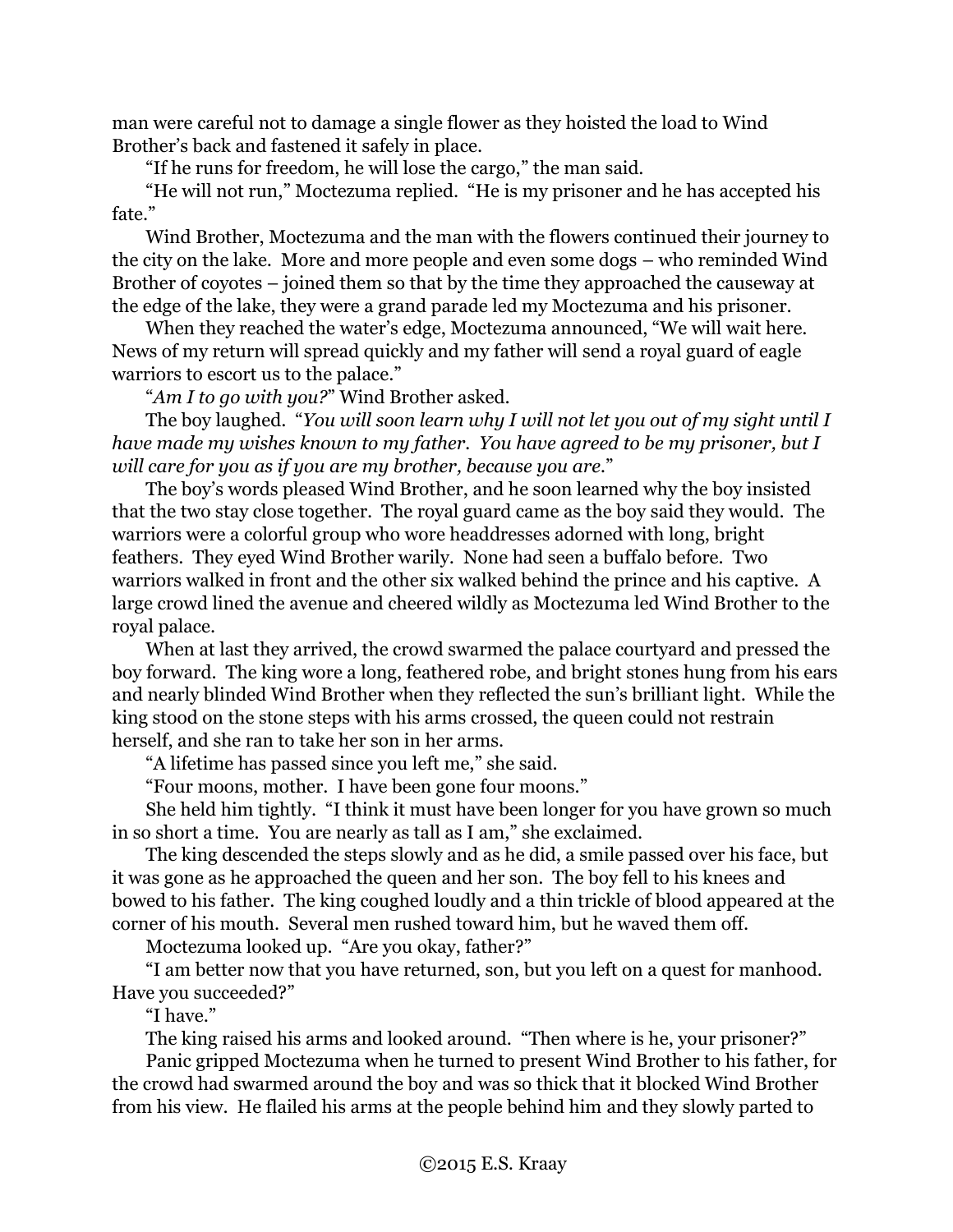man were careful not to damage a single flower as they hoisted the load to Wind Brother's back and fastened it safely in place.

"If he runs for freedom, he will lose the cargo," the man said.

"He will not run," Moctezuma replied. "He is my prisoner and he has accepted his fate."

Wind Brother, Moctezuma and the man with the flowers continued their journey to the city on the lake. More and more people and even some dogs – who reminded Wind Brother of coyotes – joined them so that by the time they approached the causeway at the edge of the lake, they were a grand parade led my Moctezuma and his prisoner.

When they reached the water's edge, Moctezuma announced, "We will wait here. News of my return will spread quickly and my father will send a royal guard of eagle warriors to escort us to the palace."

"*Am I to go with you?*" Wind Brother asked.

The boy laughed. "*You will soon learn why I will not let you out of my sight until I have made my wishes known to my father. You have agreed to be my prisoner, but I will care for you as if you are my brother, because you are.*"

The boy's words pleased Wind Brother, and he soon learned why the boy insisted that the two stay close together. The royal guard came as the boy said they would. The warriors were a colorful group who wore headdresses adorned with long, bright feathers. They eyed Wind Brother warily. None had seen a buffalo before. Two warriors walked in front and the other six walked behind the prince and his captive. A large crowd lined the avenue and cheered wildly as Moctezuma led Wind Brother to the royal palace.

When at last they arrived, the crowd swarmed the palace courtyard and pressed the boy forward. The king wore a long, feathered robe, and bright stones hung from his ears and nearly blinded Wind Brother when they reflected the sun's brilliant light. While the king stood on the stone steps with his arms crossed, the queen could not restrain herself, and she ran to take her son in her arms.

"A lifetime has passed since you left me," she said.

"Four moons, mother. I have been gone four moons."

She held him tightly. "I think it must have been longer for you have grown so much in so short a time. You are nearly as tall as I am," she exclaimed.

The king descended the steps slowly and as he did, a smile passed over his face, but it was gone as he approached the queen and her son. The boy fell to his knees and bowed to his father. The king coughed loudly and a thin trickle of blood appeared at the corner of his mouth. Several men rushed toward him, but he waved them off.

Moctezuma looked up. "Are you okay, father?"

"I am better now that you have returned, son, but you left on a quest for manhood. Have you succeeded?"

"I have."

The king raised his arms and looked around. "Then where is he, your prisoner?"

Panic gripped Moctezuma when he turned to present Wind Brother to his father, for the crowd had swarmed around the boy and was so thick that it blocked Wind Brother from his view. He flailed his arms at the people behind him and they slowly parted to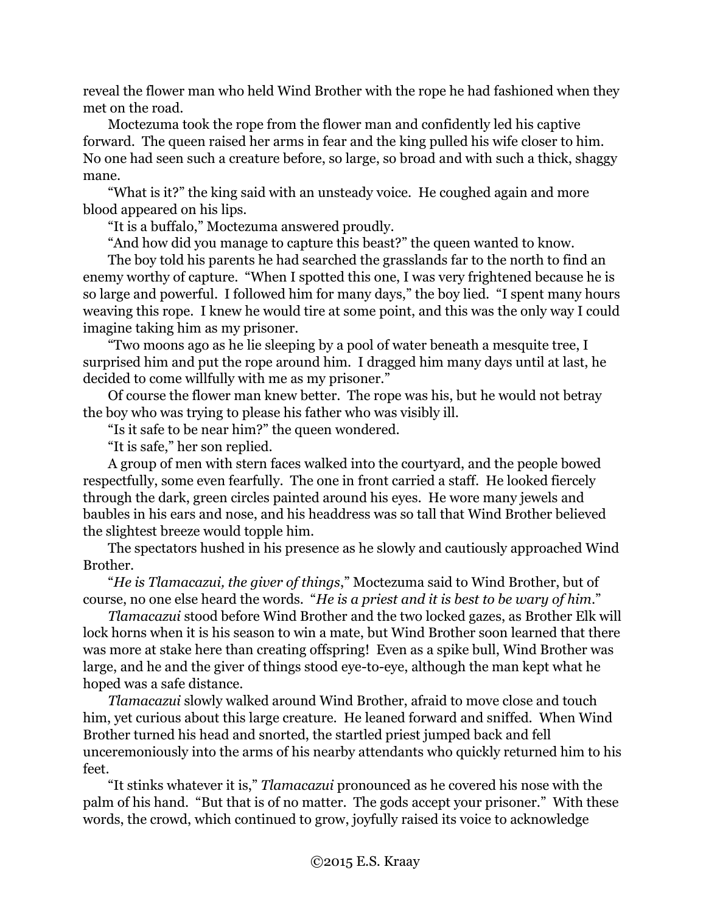reveal the flower man who held Wind Brother with the rope he had fashioned when they met on the road.

Moctezuma took the rope from the flower man and confidently led his captive forward. The queen raised her arms in fear and the king pulled his wife closer to him. No one had seen such a creature before, so large, so broad and with such a thick, shaggy mane.

"What is it?" the king said with an unsteady voice. He coughed again and more blood appeared on his lips.

"It is a buffalo," Moctezuma answered proudly.

"And how did you manage to capture this beast?" the queen wanted to know.

The boy told his parents he had searched the grasslands far to the north to find an enemy worthy of capture. "When I spotted this one, I was very frightened because he is so large and powerful. I followed him for many days," the boy lied. "I spent many hours weaving this rope. I knew he would tire at some point, and this was the only way I could imagine taking him as my prisoner.

"Two moons ago as he lie sleeping by a pool of water beneath a mesquite tree, I surprised him and put the rope around him. I dragged him many days until at last, he decided to come willfully with me as my prisoner."

Of course the flower man knew better. The rope was his, but he would not betray the boy who was trying to please his father who was visibly ill.

"Is it safe to be near him?" the queen wondered.

"It is safe," her son replied.

A group of men with stern faces walked into the courtyard, and the people bowed respectfully, some even fearfully. The one in front carried a staff. He looked fiercely through the dark, green circles painted around his eyes. He wore many jewels and baubles in his ears and nose, and his headdress was so tall that Wind Brother believed the slightest breeze would topple him.

The spectators hushed in his presence as he slowly and cautiously approached Wind Brother.

"*He is Tlamacazui, the giver of things*," Moctezuma said to Wind Brother, but of course, no one else heard the words. "*He is a priest and it is best to be wary of him*."

*Tlamacazui* stood before Wind Brother and the two locked gazes, as Brother Elk will lock horns when it is his season to win a mate, but Wind Brother soon learned that there was more at stake here than creating offspring! Even as a spike bull, Wind Brother was large, and he and the giver of things stood eye-to-eye, although the man kept what he hoped was a safe distance.

*Tlamacazui* slowly walked around Wind Brother, afraid to move close and touch him, yet curious about this large creature. He leaned forward and sniffed. When Wind Brother turned his head and snorted, the startled priest jumped back and fell unceremoniously into the arms of his nearby attendants who quickly returned him to his feet.

"It stinks whatever it is," *Tlamacazui* pronounced as he covered his nose with the palm of his hand. "But that is of no matter. The gods accept your prisoner." With these words, the crowd, which continued to grow, joyfully raised its voice to acknowledge

©2015 E.S. Kraay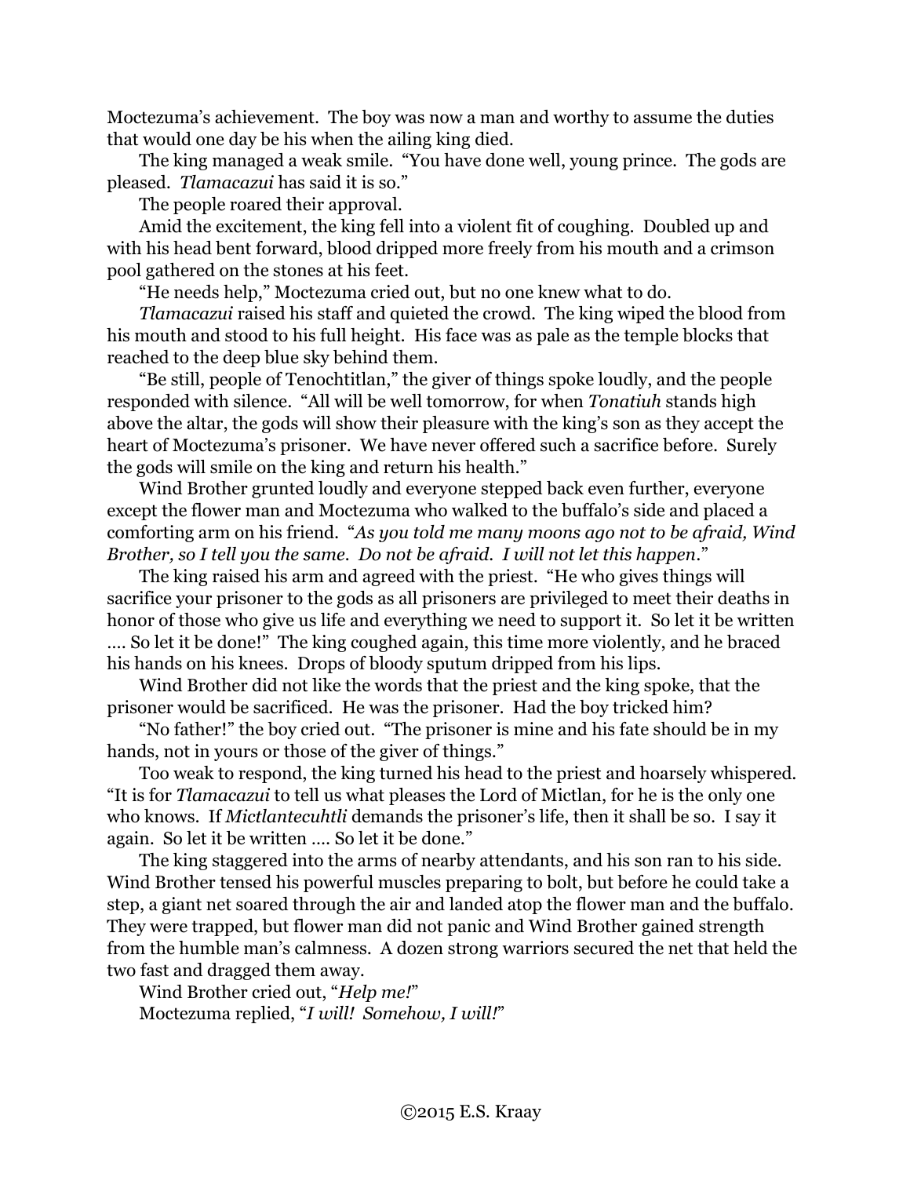Moctezuma's achievement. The boy was now a man and worthy to assume the duties that would one day be his when the ailing king died.

The king managed a weak smile. "You have done well, young prince. The gods are pleased. *Tlamacazui* has said it is so."

The people roared their approval.

Amid the excitement, the king fell into a violent fit of coughing. Doubled up and with his head bent forward, blood dripped more freely from his mouth and a crimson pool gathered on the stones at his feet.

"He needs help," Moctezuma cried out, but no one knew what to do.

*Tlamacazui* raised his staff and quieted the crowd. The king wiped the blood from his mouth and stood to his full height. His face was as pale as the temple blocks that reached to the deep blue sky behind them.

"Be still, people of Tenochtitlan," the giver of things spoke loudly, and the people responded with silence. "All will be well tomorrow, for when *Tonatiuh* stands high above the altar, the gods will show their pleasure with the king's son as they accept the heart of Moctezuma's prisoner. We have never offered such a sacrifice before. Surely the gods will smile on the king and return his health."

Wind Brother grunted loudly and everyone stepped back even further, everyone except the flower man and Moctezuma who walked to the buffalo's side and placed a comforting arm on his friend. "*As you told me many moons ago not to be afraid, Wind Brother, so I tell you the same. Do not be afraid. I will not let this happen.*"

The king raised his arm and agreed with the priest. "He who gives things will sacrifice your prisoner to the gods as all prisoners are privileged to meet their deaths in honor of those who give us life and everything we need to support it. So let it be written …. So let it be done!" The king coughed again, this time more violently, and he braced his hands on his knees. Drops of bloody sputum dripped from his lips.

Wind Brother did not like the words that the priest and the king spoke, that the prisoner would be sacrificed. He was the prisoner. Had the boy tricked him?

"No father!" the boy cried out. "The prisoner is mine and his fate should be in my hands, not in yours or those of the giver of things."

Too weak to respond, the king turned his head to the priest and hoarsely whispered. "It is for *Tlamacazui* to tell us what pleases the Lord of Mictlan, for he is the only one who knows. If *Mictlantecuhtli* demands the prisoner's life, then it shall be so. I say it again. So let it be written …. So let it be done."

The king staggered into the arms of nearby attendants, and his son ran to his side. Wind Brother tensed his powerful muscles preparing to bolt, but before he could take a step, a giant net soared through the air and landed atop the flower man and the buffalo. They were trapped, but flower man did not panic and Wind Brother gained strength from the humble man's calmness. A dozen strong warriors secured the net that held the two fast and dragged them away.

Wind Brother cried out, "*Help me!*"

Moctezuma replied, "*I will! Somehow, I will!*"

©2015 E.S. Kraay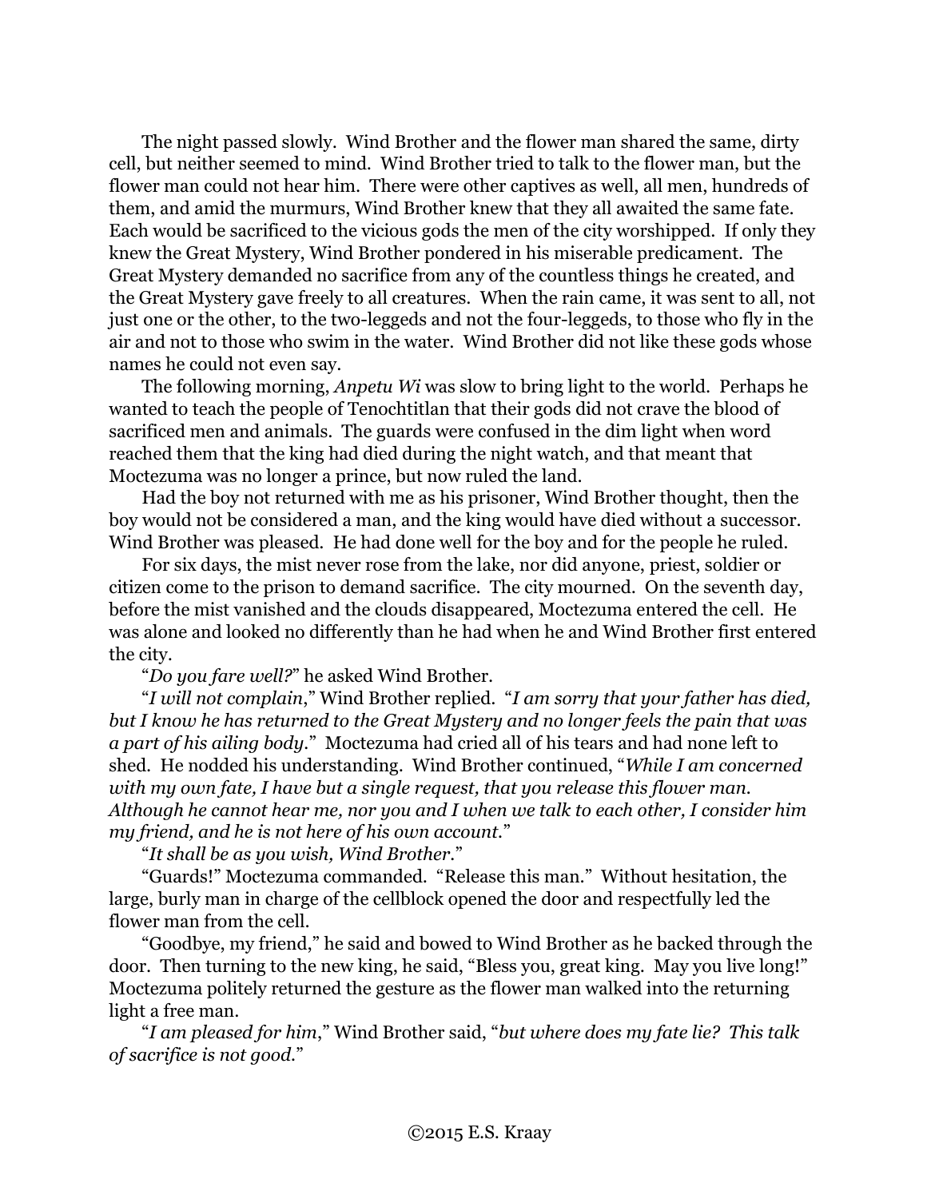The night passed slowly. Wind Brother and the flower man shared the same, dirty cell, but neither seemed to mind. Wind Brother tried to talk to the flower man, but the flower man could not hear him. There were other captives as well, all men, hundreds of them, and amid the murmurs, Wind Brother knew that they all awaited the same fate. Each would be sacrificed to the vicious gods the men of the city worshipped. If only they knew the Great Mystery, Wind Brother pondered in his miserable predicament. The Great Mystery demanded no sacrifice from any of the countless things he created, and the Great Mystery gave freely to all creatures. When the rain came, it was sent to all, not just one or the other, to the two-leggeds and not the four-leggeds, to those who fly in the air and not to those who swim in the water. Wind Brother did not like these gods whose names he could not even say.

The following morning, *Anpetu Wi* was slow to bring light to the world. Perhaps he wanted to teach the people of Tenochtitlan that their gods did not crave the blood of sacrificed men and animals. The guards were confused in the dim light when word reached them that the king had died during the night watch, and that meant that Moctezuma was no longer a prince, but now ruled the land.

Had the boy not returned with me as his prisoner, Wind Brother thought, then the boy would not be considered a man, and the king would have died without a successor. Wind Brother was pleased. He had done well for the boy and for the people he ruled.

For six days, the mist never rose from the lake, nor did anyone, priest, soldier or citizen come to the prison to demand sacrifice. The city mourned. On the seventh day, before the mist vanished and the clouds disappeared, Moctezuma entered the cell. He was alone and looked no differently than he had when he and Wind Brother first entered the city.

"*Do you fare well?*" he asked Wind Brother.

"*I will not complain,*" Wind Brother replied. "*I am sorry that your father has died, but I know he has returned to the Great Mystery and no longer feels the pain that was a part of his ailing body.*" Moctezuma had cried all of his tears and had none left to shed. He nodded his understanding. Wind Brother continued, "*While I am concerned with my own fate, I have but a single request, that you release this flower man. Although he cannot hear me, nor you and I when we talk to each other, I consider him my friend, and he is not here of his own account.*"

"*It shall be as you wish, Wind Brother.*"

"Guards!" Moctezuma commanded. "Release this man." Without hesitation, the large, burly man in charge of the cellblock opened the door and respectfully led the flower man from the cell.

"Goodbye, my friend," he said and bowed to Wind Brother as he backed through the door. Then turning to the new king, he said, "Bless you, great king. May you live long!" Moctezuma politely returned the gesture as the flower man walked into the returning light a free man.

"*I am pleased for him,*" Wind Brother said, "*but where does my fate lie? This talk of sacrifice is not good.*"

©2015 E.S. Kraay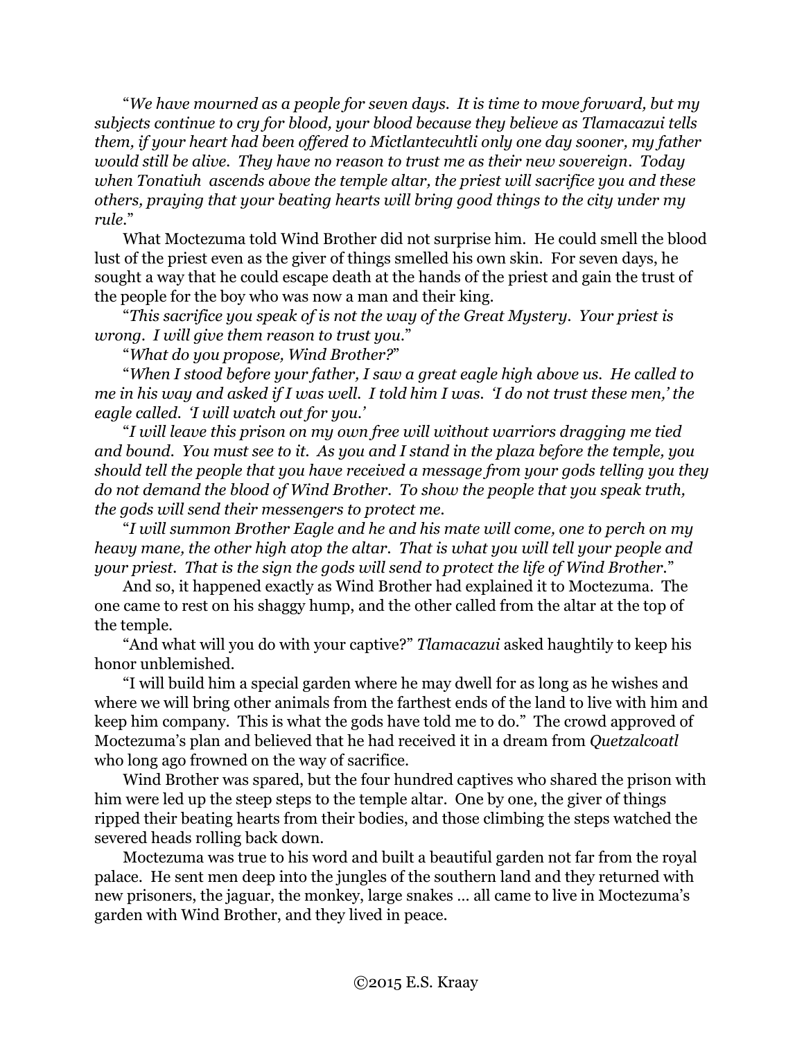"*We have mourned as a people for seven days. It is time to move forward, but my subjects continue to cry for blood, your blood because they believe as Tlamacazui tells them, if your heart had been offered to Mictlantecuhtli only one day sooner, my father would still be alive. They have no reason to trust me as their new sovereign. Today when Tonatiuh ascends above the temple altar, the priest will sacrifice you and these others, praying that your beating hearts will bring good things to the city under my rule.*"

What Moctezuma told Wind Brother did not surprise him. He could smell the blood lust of the priest even as the giver of things smelled his own skin. For seven days, he sought a way that he could escape death at the hands of the priest and gain the trust of the people for the boy who was now a man and their king.

"*This sacrifice you speak of is not the way of the Great Mystery. Your priest is wrong. I will give them reason to trust you.*"

"*What do you propose, Wind Brother?*"

"*When I stood before your father, I saw a great eagle high above us. He called to me in his way and asked if I was well. I told him I was. 'I do not trust these men,' the eagle called. 'I will watch out for you.'*

"*I will leave this prison on my own free will without warriors dragging me tied and bound. You must see to it. As you and I stand in the plaza before the temple, you should tell the people that you have received a message from your gods telling you they do not demand the blood of Wind Brother. To show the people that you speak truth, the gods will send their messengers to protect me.*

"*I will summon Brother Eagle and he and his mate will come, one to perch on my heavy mane, the other high atop the altar. That is what you will tell your people and your priest. That is the sign the gods will send to protect the life of Wind Brother.*"

And so, it happened exactly as Wind Brother had explained it to Moctezuma. The one came to rest on his shaggy hump, and the other called from the altar at the top of the temple.

"And what will you do with your captive?" *Tlamacazui* asked haughtily to keep his honor unblemished.

"I will build him a special garden where he may dwell for as long as he wishes and where we will bring other animals from the farthest ends of the land to live with him and keep him company. This is what the gods have told me to do." The crowd approved of Moctezuma's plan and believed that he had received it in a dream from *Quetzalcoatl* who long ago frowned on the way of sacrifice.

Wind Brother was spared, but the four hundred captives who shared the prison with him were led up the steep steps to the temple altar. One by one, the giver of things ripped their beating hearts from their bodies, and those climbing the steps watched the severed heads rolling back down.

Moctezuma was true to his word and built a beautiful garden not far from the royal palace. He sent men deep into the jungles of the southern land and they returned with new prisoners, the jaguar, the monkey, large snakes … all came to live in Moctezuma's garden with Wind Brother, and they lived in peace.

©2015 E.S. Kraay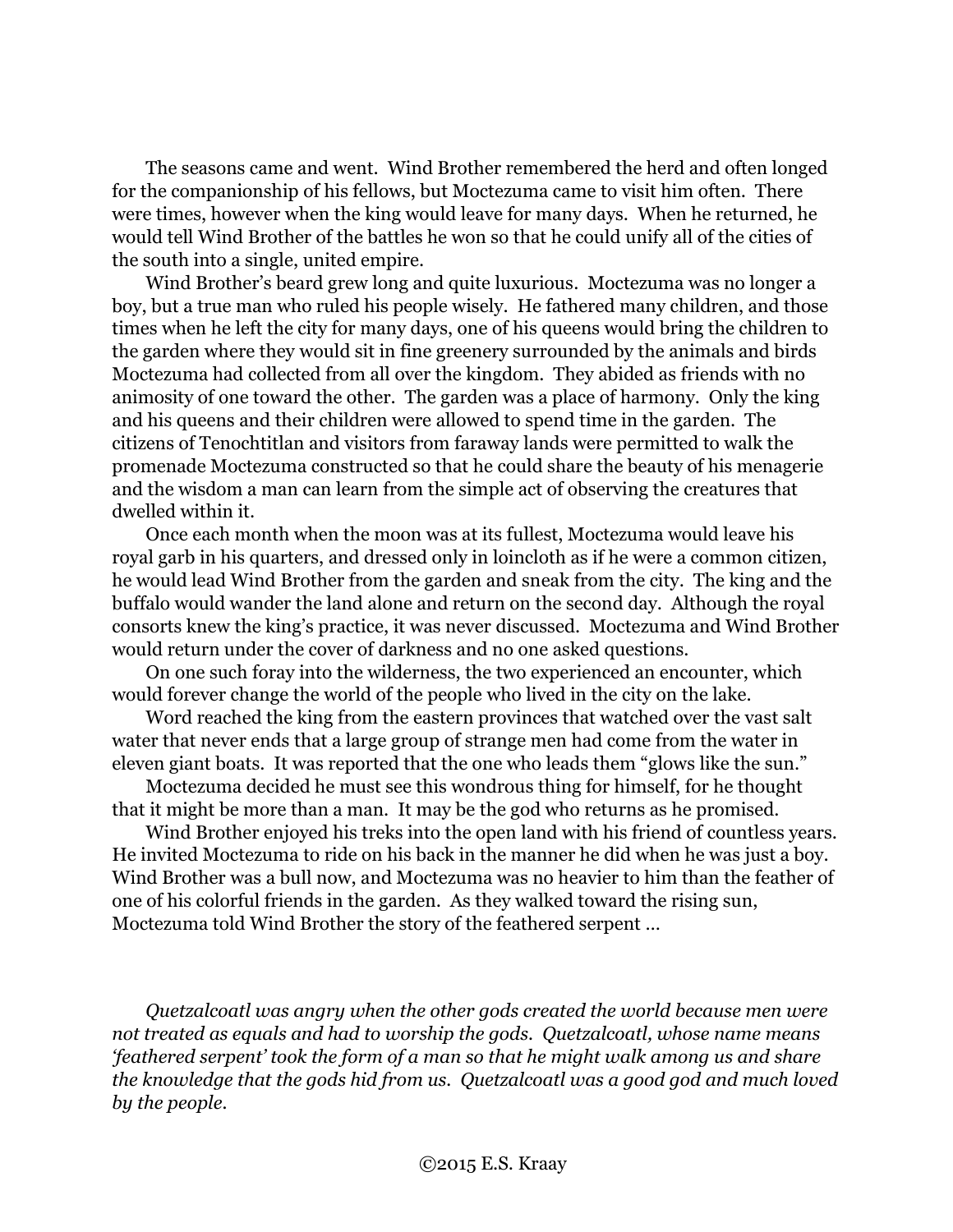The seasons came and went. Wind Brother remembered the herd and often longed for the companionship of his fellows, but Moctezuma came to visit him often. There were times, however when the king would leave for many days. When he returned, he would tell Wind Brother of the battles he won so that he could unify all of the cities of the south into a single, united empire.

Wind Brother's beard grew long and quite luxurious. Moctezuma was no longer a boy, but a true man who ruled his people wisely. He fathered many children, and those times when he left the city for many days, one of his queens would bring the children to the garden where they would sit in fine greenery surrounded by the animals and birds Moctezuma had collected from all over the kingdom. They abided as friends with no animosity of one toward the other. The garden was a place of harmony. Only the king and his queens and their children were allowed to spend time in the garden. The citizens of Tenochtitlan and visitors from faraway lands were permitted to walk the promenade Moctezuma constructed so that he could share the beauty of his menagerie and the wisdom a man can learn from the simple act of observing the creatures that dwelled within it.

Once each month when the moon was at its fullest, Moctezuma would leave his royal garb in his quarters, and dressed only in loincloth as if he were a common citizen, he would lead Wind Brother from the garden and sneak from the city. The king and the buffalo would wander the land alone and return on the second day. Although the royal consorts knew the king's practice, it was never discussed. Moctezuma and Wind Brother would return under the cover of darkness and no one asked questions.

On one such foray into the wilderness, the two experienced an encounter, which would forever change the world of the people who lived in the city on the lake.

Word reached the king from the eastern provinces that watched over the vast salt water that never ends that a large group of strange men had come from the water in eleven giant boats. It was reported that the one who leads them "glows like the sun."

Moctezuma decided he must see this wondrous thing for himself, for he thought that it might be more than a man. It may be the god who returns as he promised.

Wind Brother enjoyed his treks into the open land with his friend of countless years. He invited Moctezuma to ride on his back in the manner he did when he was just a boy. Wind Brother was a bull now, and Moctezuma was no heavier to him than the feather of one of his colorful friends in the garden. As they walked toward the rising sun, Moctezuma told Wind Brother the story of the feathered serpent …

*Quetzalcoatl was angry when the other gods created the world because men were not treated as equals and had to worship the gods. Quetzalcoatl, whose name means 'feathered serpent' took the form of a man so that he might walk among us and share the knowledge that the gods hid from us. Quetzalcoatl was a good god and much loved by the people.*

©2015 E.S. Kraay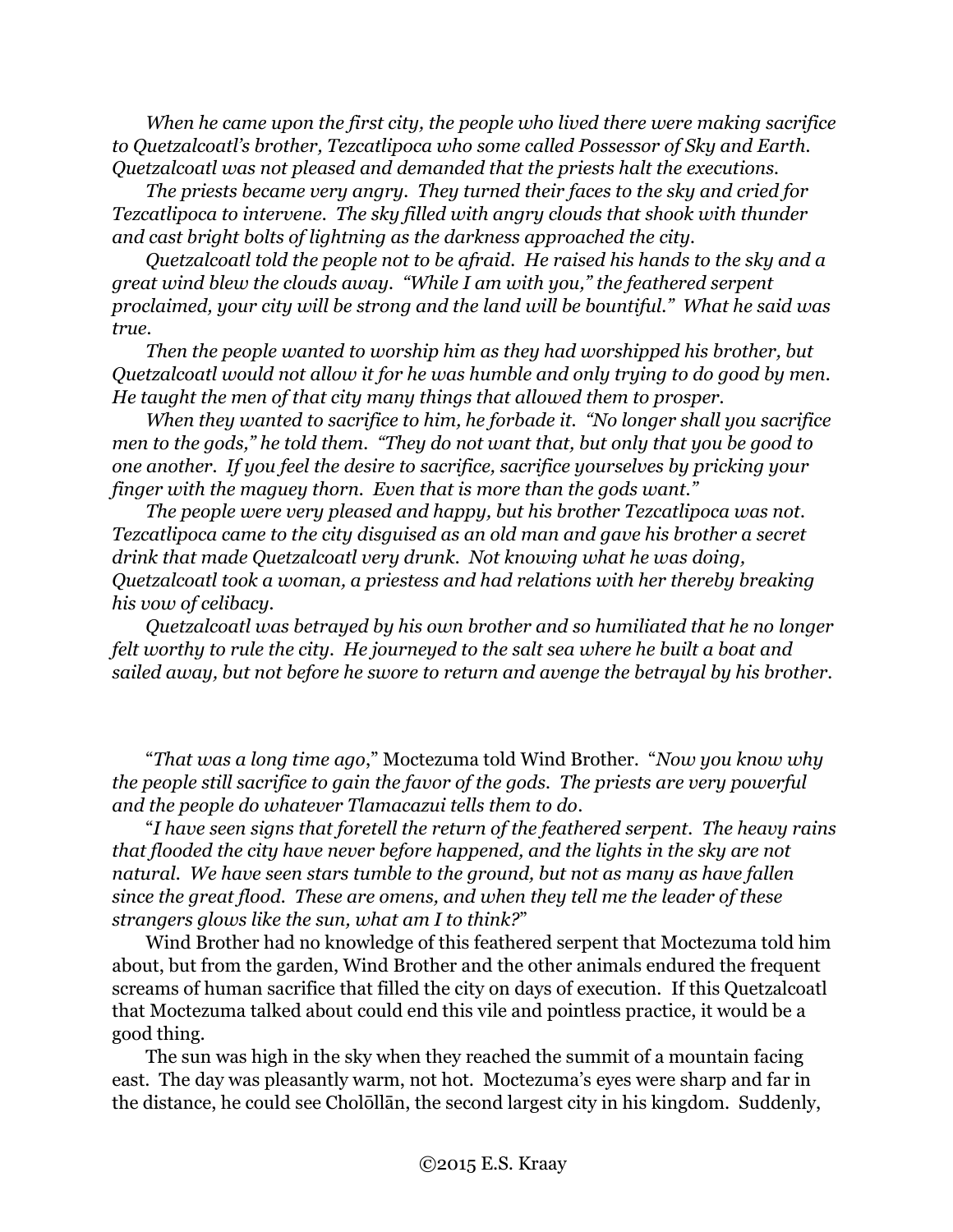*When he came upon the first city, the people who lived there were making sacrifice to Quetzalcoatl's brother, Tezcatlipoca who some called Possessor of Sky and Earth. Quetzalcoatl was not pleased and demanded that the priests halt the executions.*

*The priests became very angry. They turned their faces to the sky and cried for Tezcatlipoca to intervene. The sky filled with angry clouds that shook with thunder and cast bright bolts of lightning as the darkness approached the city.*

*Quetzalcoatl told the people not to be afraid. He raised his hands to the sky and a great wind blew the clouds away. "While I am with you," the feathered serpent proclaimed, your city will be strong and the land will be bountiful." What he said was true.*

*Then the people wanted to worship him as they had worshipped his brother, but Quetzalcoatl would not allow it for he was humble and only trying to do good by men. He taught the men of that city many things that allowed them to prosper.*

*When they wanted to sacrifice to him, he forbade it. "No longer shall you sacrifice men to the gods," he told them. "They do not want that, but only that you be good to one another. If you feel the desire to sacrifice, sacrifice yourselves by pricking your finger with the maguey thorn. Even that is more than the gods want."*

*The people were very pleased and happy, but his brother Tezcatlipoca was not. Tezcatlipoca came to the city disguised as an old man and gave his brother a secret drink that made Quetzalcoatl very drunk. Not knowing what he was doing, Quetzalcoatl took a woman, a priestess and had relations with her thereby breaking his vow of celibacy.*

*Quetzalcoatl was betrayed by his own brother and so humiliated that he no longer felt worthy to rule the city. He journeyed to the salt sea where he built a boat and sailed away, but not before he swore to return and avenge the betrayal by his brother.*

"*That was a long time ago*," Moctezuma told Wind Brother. "*Now you know why the people still sacrifice to gain the favor of the gods. The priests are very powerful and the people do whatever Tlamacazui tells them to do*.

"*I have seen signs that foretell the return of the feathered serpent. The heavy rains that flooded the city have never before happened, and the lights in the sky are not natural. We have seen stars tumble to the ground, but not as many as have fallen since the great flood. These are omens, and when they tell me the leader of these strangers glows like the sun, what am I to think?*"

Wind Brother had no knowledge of this feathered serpent that Moctezuma told him about, but from the garden, Wind Brother and the other animals endured the frequent screams of human sacrifice that filled the city on days of execution. If this Quetzalcoatl that Moctezuma talked about could end this vile and pointless practice, it would be a good thing.

The sun was high in the sky when they reached the summit of a mountain facing east. The day was pleasantly warm, not hot. Moctezuma's eyes were sharp and far in the distance, he could see Cholōllān, the second largest city in his kingdom. Suddenly,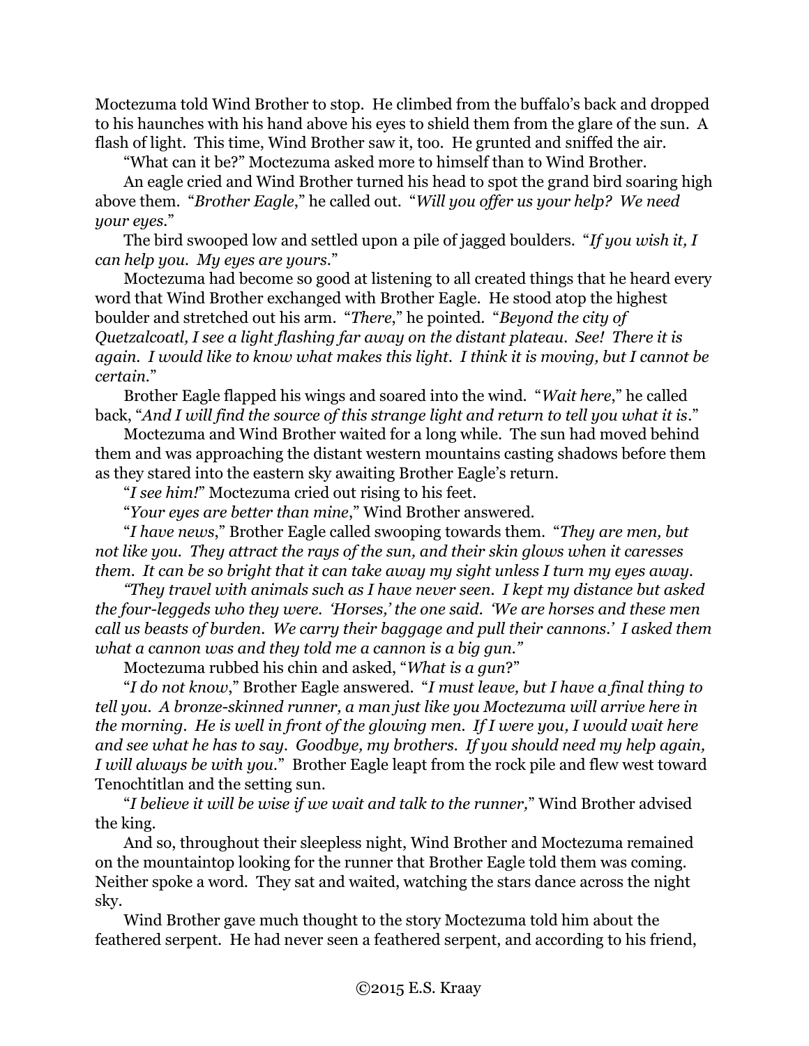Moctezuma told Wind Brother to stop. He climbed from the buffalo's back and dropped to his haunches with his hand above his eyes to shield them from the glare of the sun. A flash of light. This time, Wind Brother saw it, too. He grunted and sniffed the air.

"What can it be?" Moctezuma asked more to himself than to Wind Brother.

An eagle cried and Wind Brother turned his head to spot the grand bird soaring high above them. "*Brother Eagle*," he called out. "*Will you offer us your help? We need your eyes.*"

The bird swooped low and settled upon a pile of jagged boulders. "*If you wish it, I can help you. My eyes are yours.*"

Moctezuma had become so good at listening to all created things that he heard every word that Wind Brother exchanged with Brother Eagle. He stood atop the highest boulder and stretched out his arm. "*There*," he pointed. "*Beyond the city of Quetzalcoatl, I see a light flashing far away on the distant plateau. See! There it is again. I would like to know what makes this light. I think it is moving, but I cannot be certain.*"

Brother Eagle flapped his wings and soared into the wind. "*Wait here*," he called back, "*And I will find the source of this strange light and return to tell you what it is.*"

Moctezuma and Wind Brother waited for a long while. The sun had moved behind them and was approaching the distant western mountains casting shadows before them as they stared into the eastern sky awaiting Brother Eagle's return.

"*I see him!*" Moctezuma cried out rising to his feet.

"*Your eyes are better than mine*," Wind Brother answered.

"*I have news*," Brother Eagle called swooping towards them. "*They are men, but not like you. They attract the rays of the sun, and their skin glows when it caresses them. It can be so bright that it can take away my sight unless I turn my eyes away.*

*"They travel with animals such as I have never seen. I kept my distance but asked the four-leggeds who they were. 'Horses,' the one said. 'We are horses and these men call us beasts of burden. We carry their baggage and pull their cannons.' I asked them what a cannon was and they told me a cannon is a big gun."*

Moctezuma rubbed his chin and asked, "*What is a gun*?"

"*I do not know*," Brother Eagle answered. "*I must leave, but I have a final thing to tell you. A bronze-skinned runner, a man just like you Moctezuma will arrive here in the morning. He is well in front of the glowing men. If I were you, I would wait here and see what he has to say. Goodbye, my brothers. If you should need my help again, I will always be with you.*" Brother Eagle leapt from the rock pile and flew west toward Tenochtitlan and the setting sun.

"*I believe it will be wise if we wait and talk to the runner,*" Wind Brother advised the king.

And so, throughout their sleepless night, Wind Brother and Moctezuma remained on the mountaintop looking for the runner that Brother Eagle told them was coming. Neither spoke a word. They sat and waited, watching the stars dance across the night sky.

Wind Brother gave much thought to the story Moctezuma told him about the feathered serpent. He had never seen a feathered serpent, and according to his friend,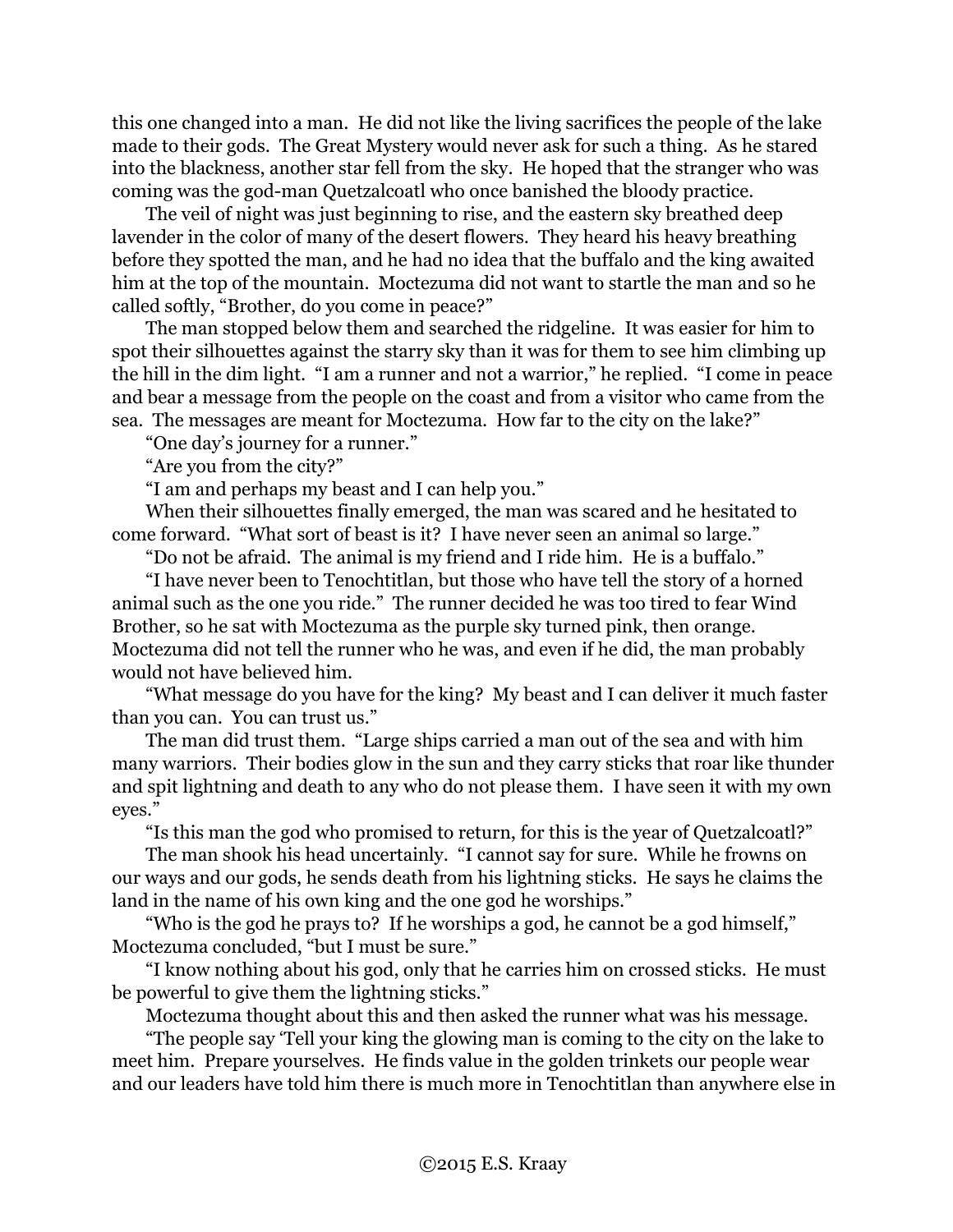this one changed into a man. He did not like the living sacrifices the people of the lake made to their gods. The Great Mystery would never ask for such a thing. As he stared into the blackness, another star fell from the sky. He hoped that the stranger who was coming was the god-man Quetzalcoatl who once banished the bloody practice.

The veil of night was just beginning to rise, and the eastern sky breathed deep lavender in the color of many of the desert flowers. They heard his heavy breathing before they spotted the man, and he had no idea that the buffalo and the king awaited him at the top of the mountain. Moctezuma did not want to startle the man and so he called softly, "Brother, do you come in peace?"

The man stopped below them and searched the ridgeline. It was easier for him to spot their silhouettes against the starry sky than it was for them to see him climbing up the hill in the dim light. "I am a runner and not a warrior," he replied. "I come in peace and bear a message from the people on the coast and from a visitor who came from the sea. The messages are meant for Moctezuma. How far to the city on the lake?"

"One day's journey for a runner."

"Are you from the city?"

"I am and perhaps my beast and I can help you."

When their silhouettes finally emerged, the man was scared and he hesitated to come forward. "What sort of beast is it? I have never seen an animal so large."

"Do not be afraid. The animal is my friend and I ride him. He is a buffalo."

"I have never been to Tenochtitlan, but those who have tell the story of a horned animal such as the one you ride." The runner decided he was too tired to fear Wind Brother, so he sat with Moctezuma as the purple sky turned pink, then orange. Moctezuma did not tell the runner who he was, and even if he did, the man probably would not have believed him.

"What message do you have for the king? My beast and I can deliver it much faster than you can. You can trust us."

The man did trust them. "Large ships carried a man out of the sea and with him many warriors. Their bodies glow in the sun and they carry sticks that roar like thunder and spit lightning and death to any who do not please them. I have seen it with my own eyes."

"Is this man the god who promised to return, for this is the year of Quetzalcoatl?"

The man shook his head uncertainly. "I cannot say for sure. While he frowns on our ways and our gods, he sends death from his lightning sticks. He says he claims the land in the name of his own king and the one god he worships."

"Who is the god he prays to? If he worships a god, he cannot be a god himself," Moctezuma concluded, "but I must be sure."

"I know nothing about his god, only that he carries him on crossed sticks. He must be powerful to give them the lightning sticks."

Moctezuma thought about this and then asked the runner what was his message.

"The people say 'Tell your king the glowing man is coming to the city on the lake to meet him. Prepare yourselves. He finds value in the golden trinkets our people wear and our leaders have told him there is much more in Tenochtitlan than anywhere else in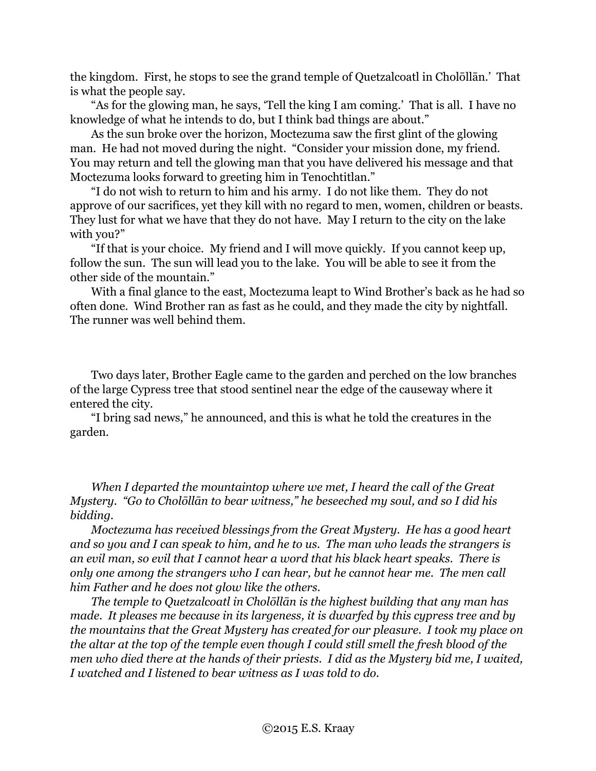the kingdom. First, he stops to see the grand temple of Quetzalcoatl in Cholōllān.' That is what the people say.

"As for the glowing man, he says, 'Tell the king I am coming.' That is all. I have no knowledge of what he intends to do, but I think bad things are about."

As the sun broke over the horizon, Moctezuma saw the first glint of the glowing man. He had not moved during the night. "Consider your mission done, my friend. You may return and tell the glowing man that you have delivered his message and that Moctezuma looks forward to greeting him in Tenochtitlan."

"I do not wish to return to him and his army. I do not like them. They do not approve of our sacrifices, yet they kill with no regard to men, women, children or beasts. They lust for what we have that they do not have. May I return to the city on the lake with you?"

"If that is your choice. My friend and I will move quickly. If you cannot keep up, follow the sun. The sun will lead you to the lake. You will be able to see it from the other side of the mountain."

With a final glance to the east, Moctezuma leapt to Wind Brother's back as he had so often done. Wind Brother ran as fast as he could, and they made the city by nightfall. The runner was well behind them.

Two days later, Brother Eagle came to the garden and perched on the low branches of the large Cypress tree that stood sentinel near the edge of the causeway where it entered the city.

"I bring sad news," he announced, and this is what he told the creatures in the garden.

*When I departed the mountaintop where we met, I heard the call of the Great Mystery. "Go to Cholōllān to bear witness," he beseeched my soul, and so I did his bidding.*

*Moctezuma has received blessings from the Great Mystery. He has a good heart and so you and I can speak to him, and he to us. The man who leads the strangers is an evil man, so evil that I cannot hear a word that his black heart speaks. There is only one among the strangers who I can hear, but he cannot hear me. The men call him Father and he does not glow like the others.*

*The temple to Quetzalcoatl in Cholōllān is the highest building that any man has made. It pleases me because in its largeness, it is dwarfed by this cypress tree and by the mountains that the Great Mystery has created for our pleasure. I took my place on the altar at the top of the temple even though I could still smell the fresh blood of the men who died there at the hands of their priests. I did as the Mystery bid me, I waited, I watched and I listened to bear witness as I was told to do.*

©2015 E.S. Kraay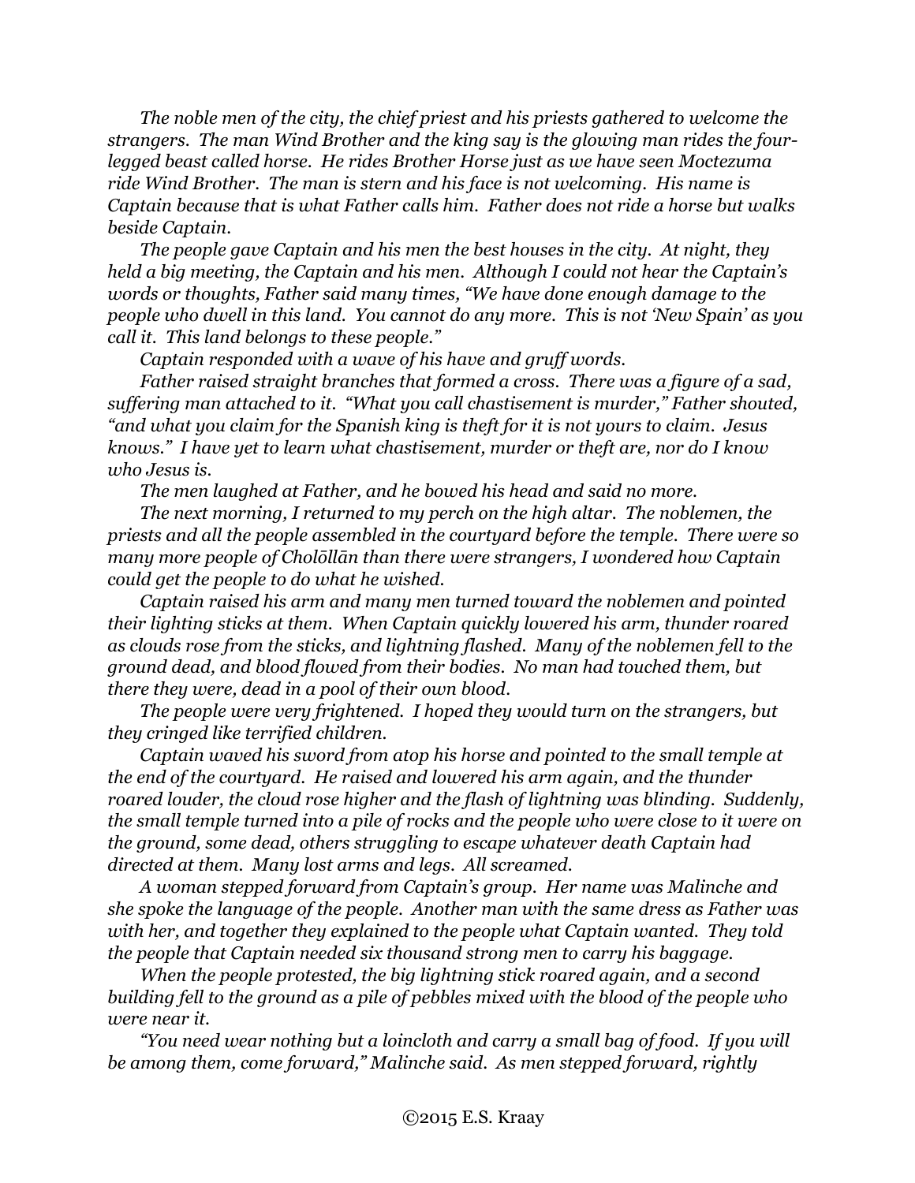*The noble men of the city, the chief priest and his priests gathered to welcome the strangers. The man Wind Brother and the king say is the glowing man rides the four-legged beast called horse. He rides Brother Horse just as we have seen Moctezuma ride Wind Brother. The man is stern and his face is not welcoming. His name is Captain because that is what Father calls him. Father does not ride a horse but walks beside Captain.*

*The people gave Captain and his men the best houses in the city. At night, they held a big meeting, the Captain and his men. Although I could not hear the Captain's words or thoughts, Father said many times, "We have done enough damage to the people who dwell in this land. You cannot do any more. This is not 'New Spain' as you call it. This land belongs to these people."*

*Captain responded with a wave of his have and gruff words.*

*Father raised straight branches that formed a cross. There was a figure of a sad, suffering man attached to it. "What you call chastisement is murder," Father shouted, "and what you claim for the Spanish king is theft for it is not yours to claim. Jesus knows." I have yet to learn what chastisement, murder or theft are, nor do I know who Jesus is.*

*The men laughed at Father, and he bowed his head and said no more.*

*The next morning, I returned to my perch on the high altar. The noblemen, the priests and all the people assembled in the courtyard before the temple. There were so many more people of Cholōllān than there were strangers, I wondered how Captain could get the people to do what he wished.*

*Captain raised his arm and many men turned toward the noblemen and pointed their lighting sticks at them. When Captain quickly lowered his arm, thunder roared as clouds rose from the sticks, and lightning flashed. Many of the noblemen fell to the ground dead, and blood flowed from their bodies. No man had touched them, but there they were, dead in a pool of their own blood.*

*The people were very frightened. I hoped they would turn on the strangers, but they cringed like terrified children.*

*Captain waved his sword from atop his horse and pointed to the small temple at the end of the courtyard. He raised and lowered his arm again, and the thunder roared louder, the cloud rose higher and the flash of lightning was blinding. Suddenly, the small temple turned into a pile of rocks and the people who were close to it were on the ground, some dead, others struggling to escape whatever death Captain had directed at them. Many lost arms and legs. All screamed.*

*A woman stepped forward from Captain's group. Her name was Malinche and she spoke the language of the people. Another man with the same dress as Father was with her, and together they explained to the people what Captain wanted. They told the people that Captain needed six thousand strong men to carry his baggage.*

*When the people protested, the big lightning stick roared again, and a second building fell to the ground as a pile of pebbles mixed with the blood of the people who were near it.*

*"You need wear nothing but a loincloth and carry a small bag of food. If you will be among them, come forward," Malinche said. As men stepped forward, rightly*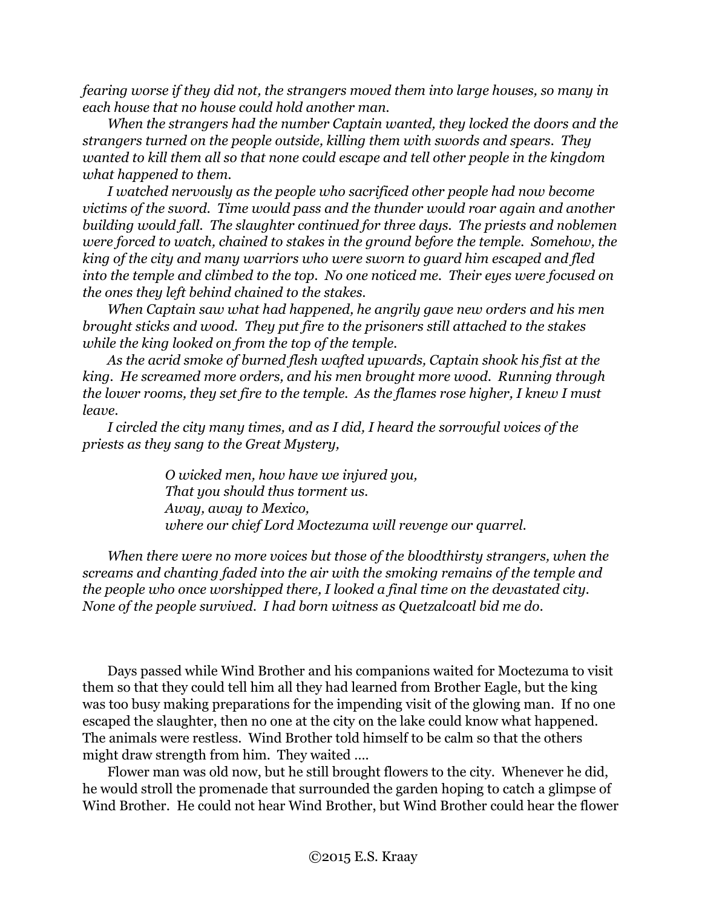*fearing worse if they did not, the strangers moved them into large houses, so many in each house that no house could hold another man.*

*When the strangers had the number Captain wanted, they locked the doors and the strangers turned on the people outside, killing them with swords and spears. They wanted to kill them all so that none could escape and tell other people in the kingdom what happened to them.*

*I watched nervously as the people who sacrificed other people had now become victims of the sword. Time would pass and the thunder would roar again and another building would fall. The slaughter continued for three days. The priests and noblemen were forced to watch, chained to stakes in the ground before the temple. Somehow, the king of the city and many warriors who were sworn to guard him escaped and fled into the temple and climbed to the top. No one noticed me. Their eyes were focused on the ones they left behind chained to the stakes.*

*When Captain saw what had happened, he angrily gave new orders and his men brought sticks and wood. They put fire to the prisoners still attached to the stakes while the king looked on from the top of the temple.*

*As the acrid smoke of burned flesh wafted upwards, Captain shook his fist at the king. He screamed more orders, and his men brought more wood. Running through the lower rooms, they set fire to the temple. As the flames rose higher, I knew I must leave.*

*I circled the city many times, and as I did, I heard the sorrowful voices of the priests as they sang to the Great Mystery,*

> *O wicked men, how have we injured you,*
> *That you should thus torment us.*
> *Away, away to Mexico,*
> *where our chief Lord Moctezuma will revenge our quarrel.*

*When there were no more voices but those of the bloodthirsty strangers, when the screams and chanting faded into the air with the smoking remains of the temple and the people who once worshipped there, I looked a final time on the devastated city. None of the people survived. I had born witness as Quetzalcoatl bid me do.*

Days passed while Wind Brother and his companions waited for Moctezuma to visit them so that they could tell him all they had learned from Brother Eagle, but the king was too busy making preparations for the impending visit of the glowing man. If no one escaped the slaughter, then no one at the city on the lake could know what happened. The animals were restless. Wind Brother told himself to be calm so that the others might draw strength from him. They waited ….

Flower man was old now, but he still brought flowers to the city. Whenever he did, he would stroll the promenade that surrounded the garden hoping to catch a glimpse of Wind Brother. He could not hear Wind Brother, but Wind Brother could hear the flower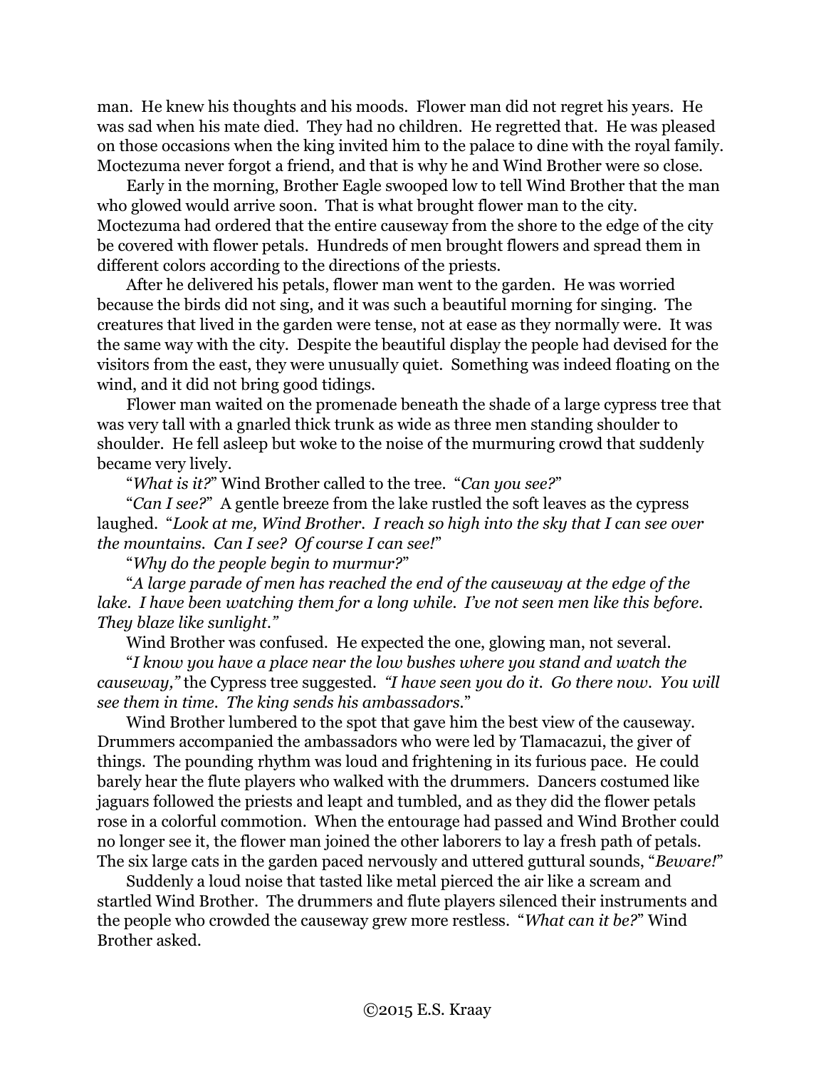man. He knew his thoughts and his moods. Flower man did not regret his years. He was sad when his mate died. They had no children. He regretted that. He was pleased on those occasions when the king invited him to the palace to dine with the royal family. Moctezuma never forgot a friend, and that is why he and Wind Brother were so close.

Early in the morning, Brother Eagle swooped low to tell Wind Brother that the man who glowed would arrive soon. That is what brought flower man to the city. Moctezuma had ordered that the entire causeway from the shore to the edge of the city be covered with flower petals. Hundreds of men brought flowers and spread them in different colors according to the directions of the priests.

After he delivered his petals, flower man went to the garden. He was worried because the birds did not sing, and it was such a beautiful morning for singing. The creatures that lived in the garden were tense, not at ease as they normally were. It was the same way with the city. Despite the beautiful display the people had devised for the visitors from the east, they were unusually quiet. Something was indeed floating on the wind, and it did not bring good tidings.

Flower man waited on the promenade beneath the shade of a large cypress tree that was very tall with a gnarled thick trunk as wide as three men standing shoulder to shoulder. He fell asleep but woke to the noise of the murmuring crowd that suddenly became very lively.

"*What is it?*" Wind Brother called to the tree. "*Can you see?*"

"*Can I see?*" A gentle breeze from the lake rustled the soft leaves as the cypress laughed. "*Look at me, Wind Brother. I reach so high into the sky that I can see over the mountains. Can I see? Of course I can see!*"

"*Why do the people begin to murmur?*"

"*A large parade of men has reached the end of the causeway at the edge of the lake. I have been watching them for a long while. I've not seen men like this before. They blaze like sunlight.*"

Wind Brother was confused. He expected the one, glowing man, not several.

"*I know you have a place near the low bushes where you stand and watch the causeway,*" the Cypress tree suggested. *"I have seen you do it. Go there now. You will see them in time. The king sends his ambassadors.*"

Wind Brother lumbered to the spot that gave him the best view of the causeway. Drummers accompanied the ambassadors who were led by Tlamacazui, the giver of things. The pounding rhythm was loud and frightening in its furious pace. He could barely hear the flute players who walked with the drummers. Dancers costumed like jaguars followed the priests and leapt and tumbled, and as they did the flower petals rose in a colorful commotion. When the entourage had passed and Wind Brother could no longer see it, the flower man joined the other laborers to lay a fresh path of petals. The six large cats in the garden paced nervously and uttered guttural sounds, "*Beware!*"

Suddenly a loud noise that tasted like metal pierced the air like a scream and startled Wind Brother. The drummers and flute players silenced their instruments and the people who crowded the causeway grew more restless. "*What can it be?*" Wind Brother asked.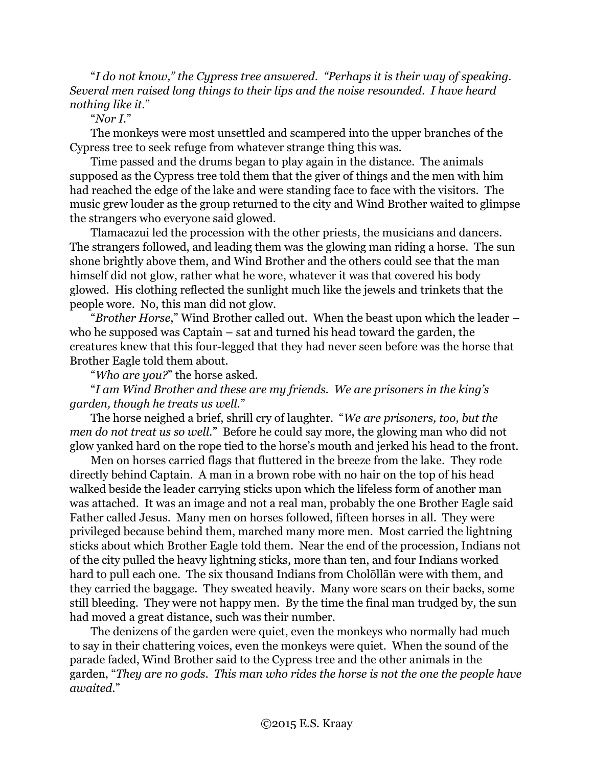"*I do not know," the Cypress tree answered. "Perhaps it is their way of speaking. Several men raised long things to their lips and the noise resounded. I have heard nothing like it.*"

"*Nor I.*"

The monkeys were most unsettled and scampered into the upper branches of the Cypress tree to seek refuge from whatever strange thing this was.

Time passed and the drums began to play again in the distance. The animals supposed as the Cypress tree told them that the giver of things and the men with him had reached the edge of the lake and were standing face to face with the visitors. The music grew louder as the group returned to the city and Wind Brother waited to glimpse the strangers who everyone said glowed.

Tlamacazui led the procession with the other priests, the musicians and dancers. The strangers followed, and leading them was the glowing man riding a horse. The sun shone brightly above them, and Wind Brother and the others could see that the man himself did not glow, rather what he wore, whatever it was that covered his body glowed. His clothing reflected the sunlight much like the jewels and trinkets that the people wore. No, this man did not glow.

"*Brother Horse*," Wind Brother called out. When the beast upon which the leader – who he supposed was Captain – sat and turned his head toward the garden, the creatures knew that this four-legged that they had never seen before was the horse that Brother Eagle told them about.

"*Who are you?*" the horse asked.

"*I am Wind Brother and these are my friends. We are prisoners in the king's garden, though he treats us well.*"

The horse neighed a brief, shrill cry of laughter. "*We are prisoners, too, but the men do not treat us so well.*" Before he could say more, the glowing man who did not glow yanked hard on the rope tied to the horse's mouth and jerked his head to the front.

Men on horses carried flags that fluttered in the breeze from the lake. They rode directly behind Captain. A man in a brown robe with no hair on the top of his head walked beside the leader carrying sticks upon which the lifeless form of another man was attached. It was an image and not a real man, probably the one Brother Eagle said Father called Jesus. Many men on horses followed, fifteen horses in all. They were privileged because behind them, marched many more men. Most carried the lightning sticks about which Brother Eagle told them. Near the end of the procession, Indians not of the city pulled the heavy lightning sticks, more than ten, and four Indians worked hard to pull each one. The six thousand Indians from Cholōllān were with them, and they carried the baggage. They sweated heavily. Many wore scars on their backs, some still bleeding. They were not happy men. By the time the final man trudged by, the sun had moved a great distance, such was their number.

The denizens of the garden were quiet, even the monkeys who normally had much to say in their chattering voices, even the monkeys were quiet. When the sound of the parade faded, Wind Brother said to the Cypress tree and the other animals in the garden, "*They are no gods. This man who rides the horse is not the one the people have awaited.*"

©2015 E.S. Kraay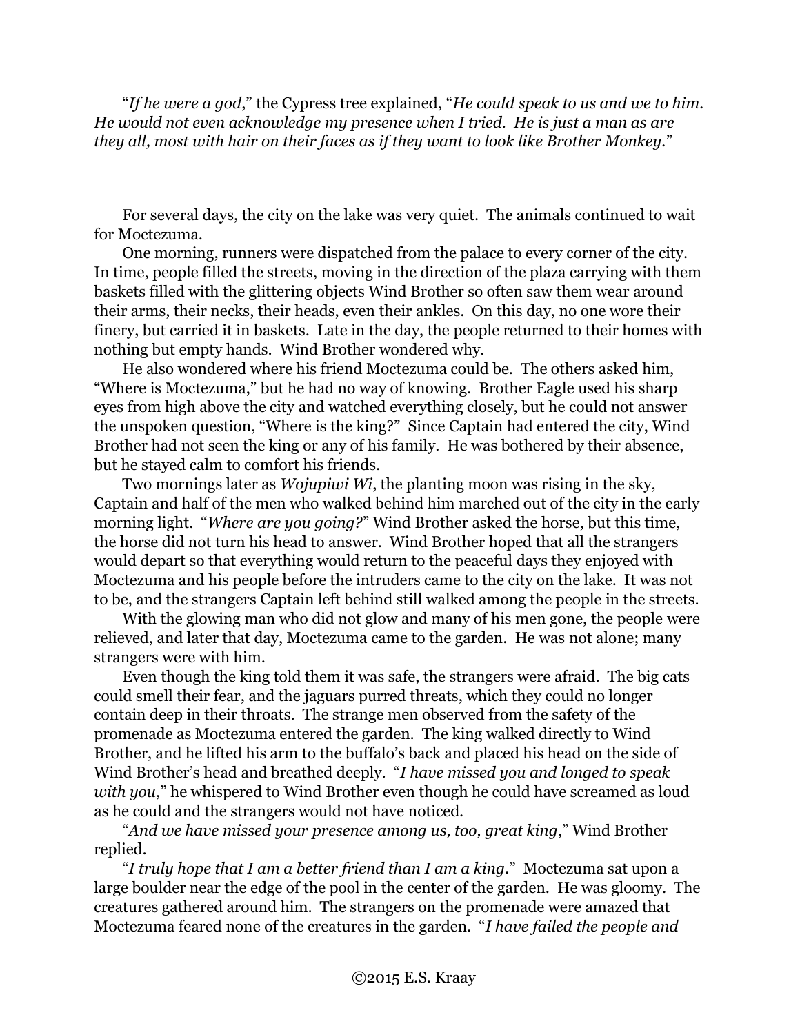"*If he were a god*," the Cypress tree explained, "*He could speak to us and we to him. He would not even acknowledge my presence when I tried. He is just a man as are they all, most with hair on their faces as if they want to look like Brother Monkey*."

For several days, the city on the lake was very quiet. The animals continued to wait for Moctezuma.

One morning, runners were dispatched from the palace to every corner of the city. In time, people filled the streets, moving in the direction of the plaza carrying with them baskets filled with the glittering objects Wind Brother so often saw them wear around their arms, their necks, their heads, even their ankles. On this day, no one wore their finery, but carried it in baskets. Late in the day, the people returned to their homes with nothing but empty hands. Wind Brother wondered why.

He also wondered where his friend Moctezuma could be. The others asked him, "Where is Moctezuma," but he had no way of knowing. Brother Eagle used his sharp eyes from high above the city and watched everything closely, but he could not answer the unspoken question, "Where is the king?" Since Captain had entered the city, Wind Brother had not seen the king or any of his family. He was bothered by their absence, but he stayed calm to comfort his friends.

Two mornings later as *Wojupiwi Wi*, the planting moon was rising in the sky, Captain and half of the men who walked behind him marched out of the city in the early morning light. "*Where are you going?*" Wind Brother asked the horse, but this time, the horse did not turn his head to answer. Wind Brother hoped that all the strangers would depart so that everything would return to the peaceful days they enjoyed with Moctezuma and his people before the intruders came to the city on the lake. It was not to be, and the strangers Captain left behind still walked among the people in the streets.

With the glowing man who did not glow and many of his men gone, the people were relieved, and later that day, Moctezuma came to the garden. He was not alone; many strangers were with him.

Even though the king told them it was safe, the strangers were afraid. The big cats could smell their fear, and the jaguars purred threats, which they could no longer contain deep in their throats. The strange men observed from the safety of the promenade as Moctezuma entered the garden. The king walked directly to Wind Brother, and he lifted his arm to the buffalo's back and placed his head on the side of Wind Brother's head and breathed deeply. "*I have missed you and longed to speak with you*," he whispered to Wind Brother even though he could have screamed as loud as he could and the strangers would not have noticed.

"*And we have missed your presence among us, too, great king*," Wind Brother replied.

"*I truly hope that I am a better friend than I am a king*." Moctezuma sat upon a large boulder near the edge of the pool in the center of the garden. He was gloomy. The creatures gathered around him. The strangers on the promenade were amazed that Moctezuma feared none of the creatures in the garden. "*I have failed the people and*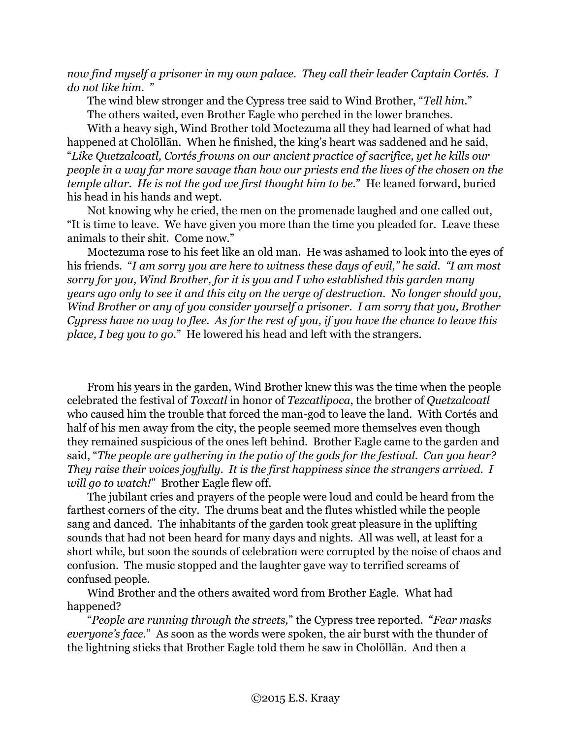*now find myself a prisoner in my own palace. They call their leader Captain Cortés. I do not like him.* "

The wind blew stronger and the Cypress tree said to Wind Brother, "*Tell him*."

The others waited, even Brother Eagle who perched in the lower branches.

With a heavy sigh, Wind Brother told Moctezuma all they had learned of what had happened at Cholōllān. When he finished, the king's heart was saddened and he said, "*Like Quetzalcoatl, Cortés frowns on our ancient practice of sacrifice, yet he kills our people in a way far more savage than how our priests end the lives of the chosen on the temple altar. He is not the god we first thought him to be.*" He leaned forward, buried his head in his hands and wept.

Not knowing why he cried, the men on the promenade laughed and one called out, "It is time to leave. We have given you more than the time you pleaded for. Leave these animals to their shit. Come now."

Moctezuma rose to his feet like an old man. He was ashamed to look into the eyes of his friends. "*I am sorry you are here to witness these days of evil," he said. "I am most sorry for you, Wind Brother, for it is you and I who established this garden many years ago only to see it and this city on the verge of destruction. No longer should you, Wind Brother or any of you consider yourself a prisoner. I am sorry that you, Brother Cypress have no way to flee. As for the rest of you, if you have the chance to leave this place, I beg you to go.*" He lowered his head and left with the strangers.

From his years in the garden, Wind Brother knew this was the time when the people celebrated the festival of *Toxcatl* in honor of *Tezcatlipoca*, the brother of *Quetzalcoatl* who caused him the trouble that forced the man-god to leave the land. With Cortés and half of his men away from the city, the people seemed more themselves even though they remained suspicious of the ones left behind. Brother Eagle came to the garden and said, "*The people are gathering in the patio of the gods for the festival. Can you hear? They raise their voices joyfully. It is the first happiness since the strangers arrived. I will go to watch!*" Brother Eagle flew off.

The jubilant cries and prayers of the people were loud and could be heard from the farthest corners of the city. The drums beat and the flutes whistled while the people sang and danced. The inhabitants of the garden took great pleasure in the uplifting sounds that had not been heard for many days and nights. All was well, at least for a short while, but soon the sounds of celebration were corrupted by the noise of chaos and confusion. The music stopped and the laughter gave way to terrified screams of confused people.

Wind Brother and the others awaited word from Brother Eagle. What had happened?

"*People are running through the streets,*" the Cypress tree reported. "*Fear masks everyone's face.*" As soon as the words were spoken, the air burst with the thunder of the lightning sticks that Brother Eagle told them he saw in Cholōllān. And then a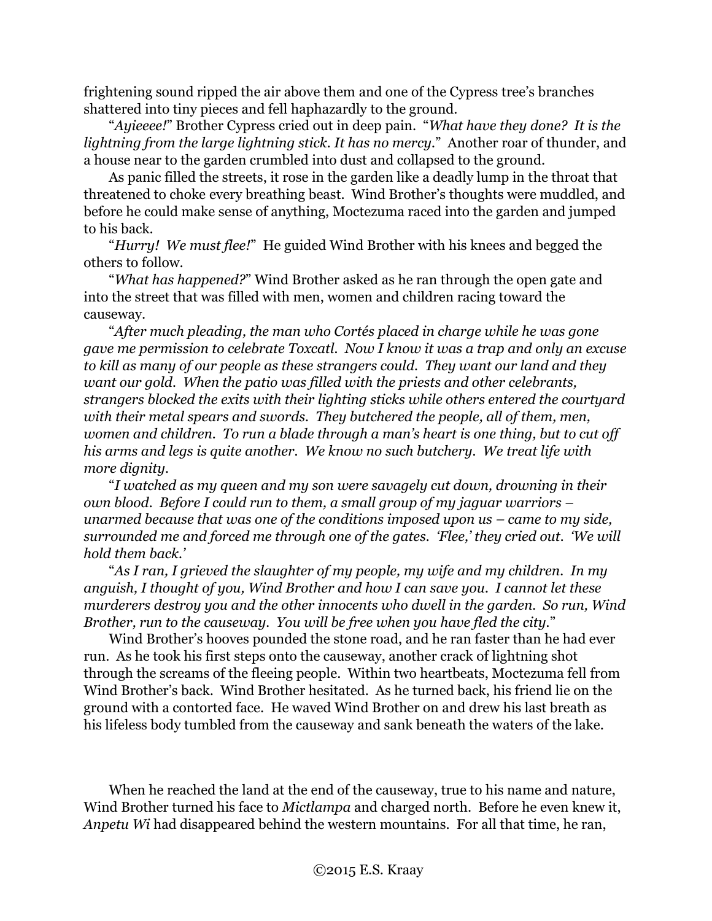frightening sound ripped the air above them and one of the Cypress tree's branches shattered into tiny pieces and fell haphazardly to the ground.

"*Ayieeee!*" Brother Cypress cried out in deep pain. "*What have they done? It is the lightning from the large lightning stick. It has no mercy.*" Another roar of thunder, and a house near to the garden crumbled into dust and collapsed to the ground.

As panic filled the streets, it rose in the garden like a deadly lump in the throat that threatened to choke every breathing beast. Wind Brother's thoughts were muddled, and before he could make sense of anything, Moctezuma raced into the garden and jumped to his back.

"*Hurry! We must flee!*" He guided Wind Brother with his knees and begged the others to follow.

"*What has happened?*" Wind Brother asked as he ran through the open gate and into the street that was filled with men, women and children racing toward the causeway.

"*After much pleading, the man who Cortés placed in charge while he was gone gave me permission to celebrate Toxcatl. Now I know it was a trap and only an excuse to kill as many of our people as these strangers could. They want our land and they want our gold. When the patio was filled with the priests and other celebrants, strangers blocked the exits with their lighting sticks while others entered the courtyard with their metal spears and swords. They butchered the people, all of them, men, women and children. To run a blade through a man's heart is one thing, but to cut off his arms and legs is quite another. We know no such butchery. We treat life with more dignity.*

"*I watched as my queen and my son were savagely cut down, drowning in their own blood. Before I could run to them, a small group of my jaguar warriors – unarmed because that was one of the conditions imposed upon us – came to my side, surrounded me and forced me through one of the gates. 'Flee,' they cried out. 'We will hold them back.'*

"*As I ran, I grieved the slaughter of my people, my wife and my children. In my anguish, I thought of you, Wind Brother and how I can save you. I cannot let these murderers destroy you and the other innocents who dwell in the garden. So run, Wind Brother, run to the causeway. You will be free when you have fled the city.*"

Wind Brother's hooves pounded the stone road, and he ran faster than he had ever run. As he took his first steps onto the causeway, another crack of lightning shot through the screams of the fleeing people. Within two heartbeats, Moctezuma fell from Wind Brother's back. Wind Brother hesitated. As he turned back, his friend lie on the ground with a contorted face. He waved Wind Brother on and drew his last breath as his lifeless body tumbled from the causeway and sank beneath the waters of the lake.

When he reached the land at the end of the causeway, true to his name and nature, Wind Brother turned his face to *Mictlampa* and charged north. Before he even knew it, *Anpetu Wi* had disappeared behind the western mountains. For all that time, he ran,

©2015 E.S. Kraay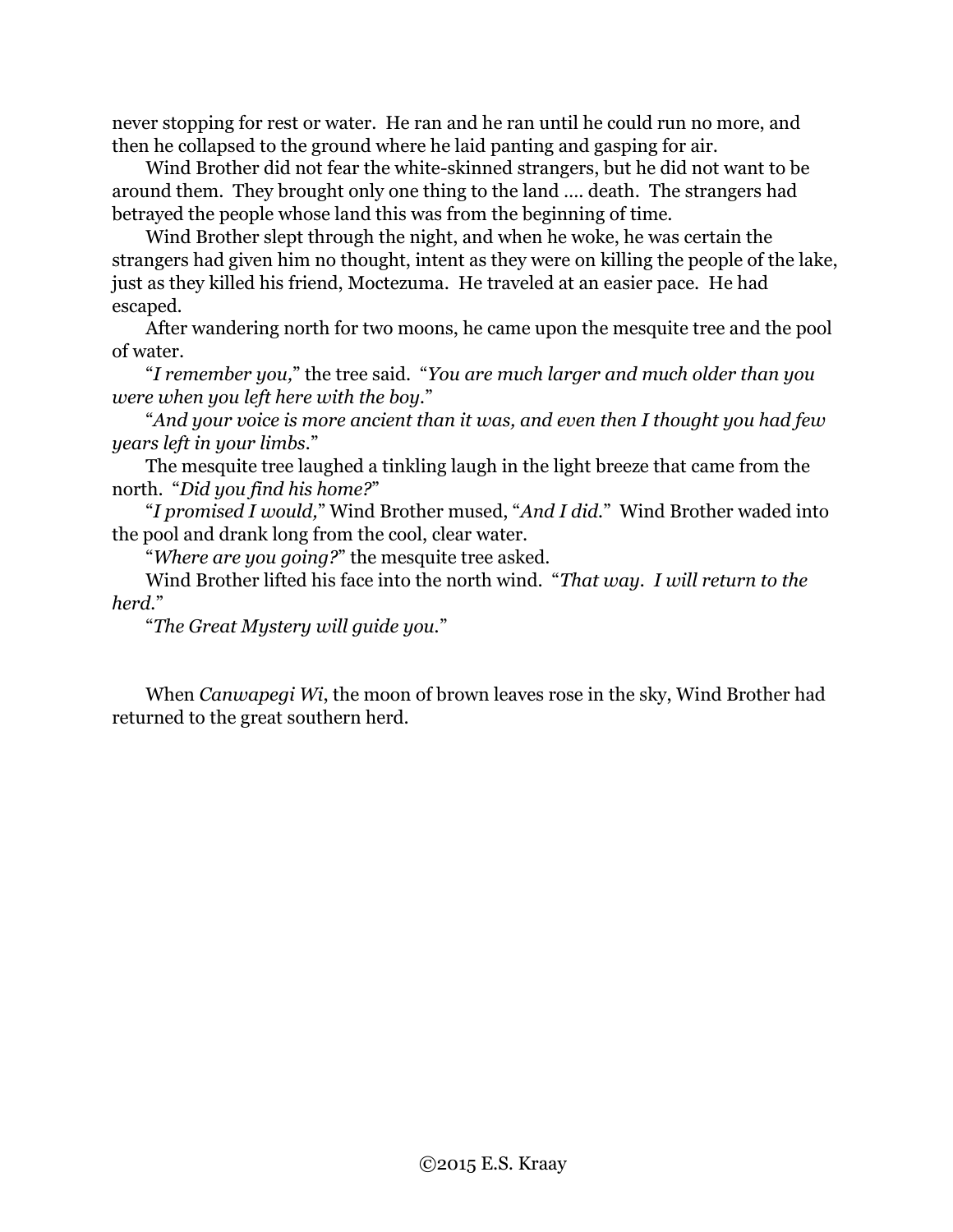never stopping for rest or water. He ran and he ran until he could run no more, and then he collapsed to the ground where he laid panting and gasping for air.

Wind Brother did not fear the white-skinned strangers, but he did not want to be around them. They brought only one thing to the land …. death. The strangers had betrayed the people whose land this was from the beginning of time.

Wind Brother slept through the night, and when he woke, he was certain the strangers had given him no thought, intent as they were on killing the people of the lake, just as they killed his friend, Moctezuma. He traveled at an easier pace. He had escaped.

After wandering north for two moons, he came upon the mesquite tree and the pool of water.

"*I remember you,*" the tree said. "*You are much larger and much older than you were when you left here with the boy.*"

"*And your voice is more ancient than it was, and even then I thought you had few years left in your limbs.*"

The mesquite tree laughed a tinkling laugh in the light breeze that came from the north. "*Did you find his home?*"

"*I promised I would,*" Wind Brother mused, "*And I did.*" Wind Brother waded into the pool and drank long from the cool, clear water.

"*Where are you going?*" the mesquite tree asked.

Wind Brother lifted his face into the north wind. "*That way. I will return to the herd.*"

"*The Great Mystery will guide you.*"

When *Canwapegi Wi*, the moon of brown leaves rose in the sky, Wind Brother had returned to the great southern herd.

©2015 E.S. Kraay